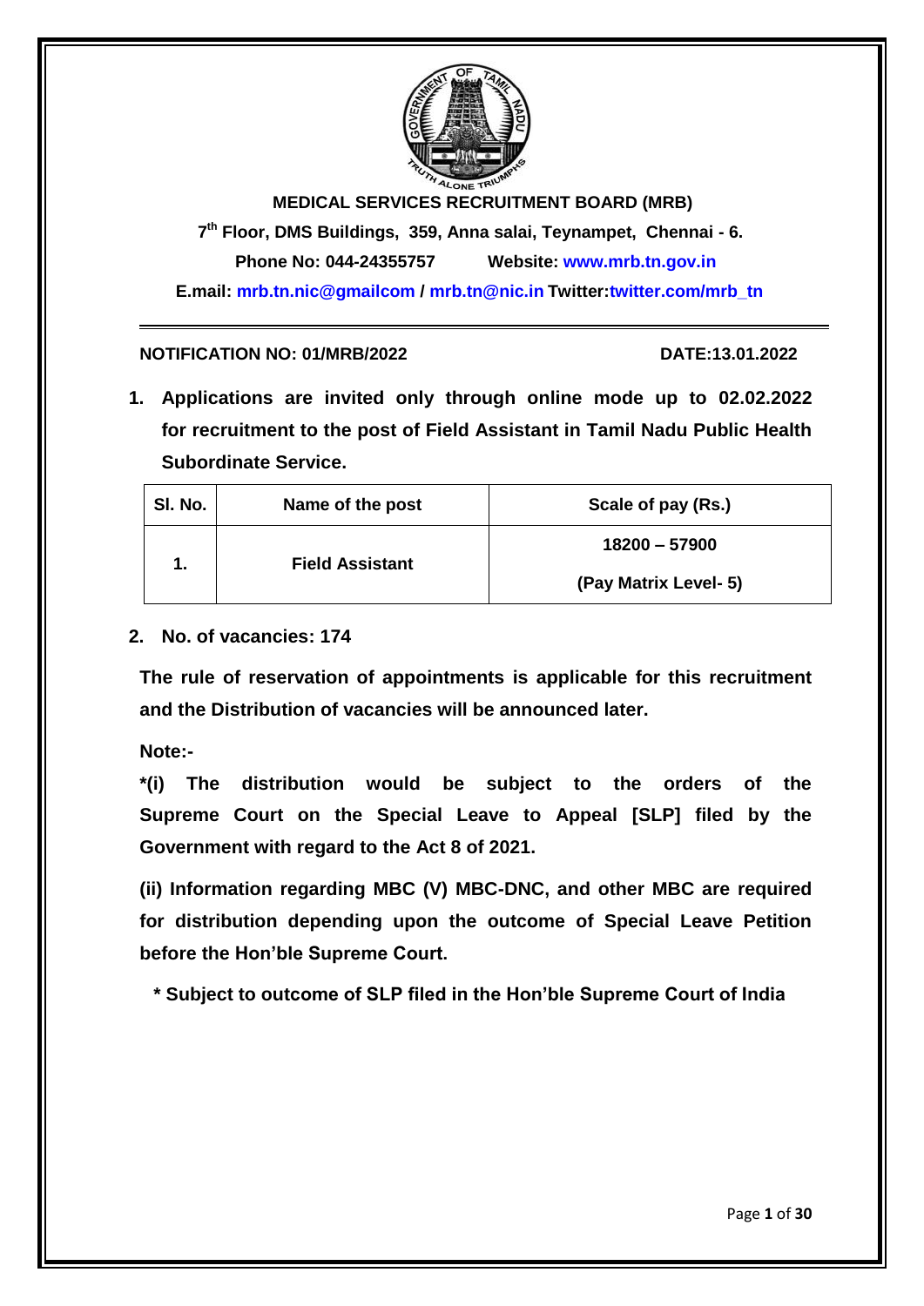# MEDICAL SERVICES RECRUITMENT BOARD (MRB)

**7th Floor, DMS Buildings, 359, Anna salai, Teynampet, Chennai - 6.**

**Phone No: 044-24355757 Website: www.mrb.tn.gov.in**

**E.mail: mrb.tn.nic@gmailcom / mrb.tn@nic.in Twitter:twitter.com/mrb_tn**

---

**NOTIFICATION NO: 01/MRB/2022** **DATE:13.01.2022**

1. **Applications are invited only through online mode up to 02.02.2022 for recruitment to the post of Field Assistant in Tamil Nadu Public Health Subordinate Service.**

| Sl. No. | Name of the post | Scale of pay (Rs.) |
|---|---|---|
| 1. | Field Assistant | 18200 – 57900 (Pay Matrix Level- 5) |

2. **No. of vacancies: 174**

**The rule of reservation of appointments is applicable for this recruitment and the Distribution of vacancies will be announced later.**

**Note:-**

**\*(i) The distribution would be subject to the orders of the Supreme Court on the Special Leave to Appeal [SLP] filed by the Government with regard to the Act 8 of 2021.**

**(ii) Information regarding MBC (V) MBC-DNC, and other MBC are required for distribution depending upon the outcome of Special Leave Petition before the Hon'ble Supreme Court.**

**\* Subject to outcome of SLP filed in the Hon'ble Supreme Court of India**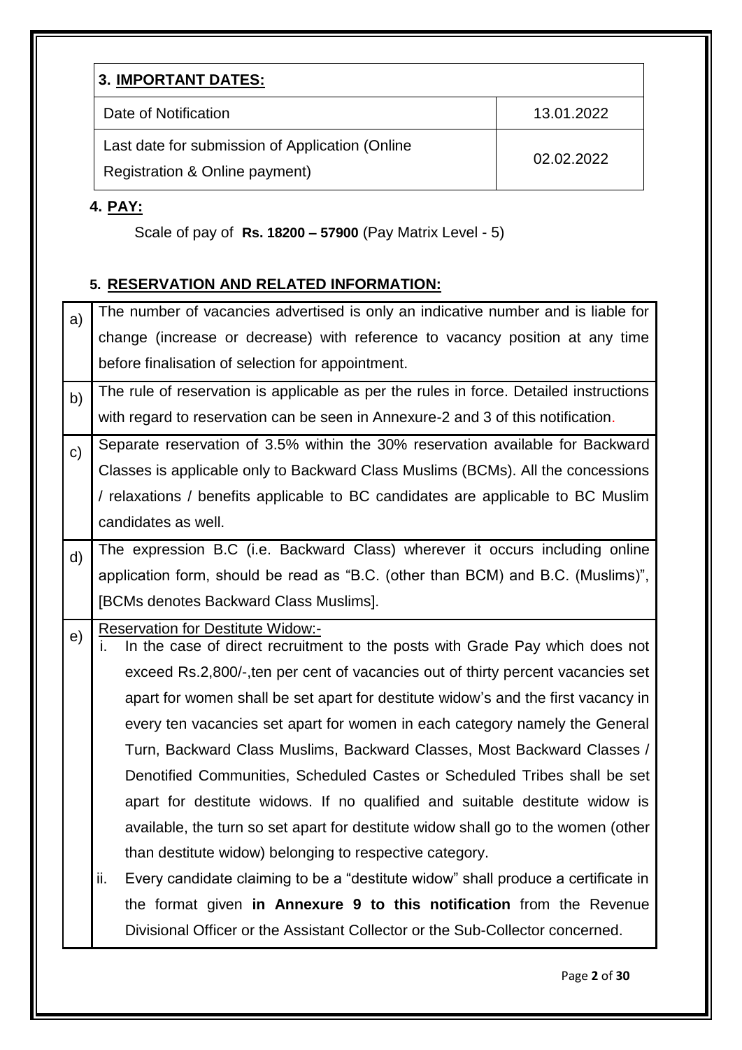| 3. **IMPORTANT DATES:** | |
|---|---|
| Date of Notification | 13.01.2022 |
| Last date for submission of Application (Online Registration & Online payment) | 02.02.2022 |

## 4. PAY:

Scale of pay of **Rs. 18200 – 57900** (Pay Matrix Level - 5)

## 5. RESERVATION AND RELATED INFORMATION:

| | |
|---|---|
| a) | The number of vacancies advertised is only an indicative number and is liable for change (increase or decrease) with reference to vacancy position at any time before finalisation of selection for appointment. |
| b) | The rule of reservation is applicable as per the rules in force. Detailed instructions with regard to reservation can be seen in Annexure-2 and 3 of this notification. |
| c) | Separate reservation of 3.5% within the 30% reservation available for Backward Classes is applicable only to Backward Class Muslims (BCMs). All the concessions / relaxations / benefits applicable to BC candidates are applicable to BC Muslim candidates as well. |
| d) | The expression B.C (i.e. Backward Class) wherever it occurs including online application form, should be read as "B.C. (other than BCM) and B.C. (Muslims)", [BCMs denotes Backward Class Muslims]. |
| e) | Reservation for Destitute Widow:-<br>i. In the case of direct recruitment to the posts with Grade Pay which does not exceed Rs.2,800/-,ten per cent of vacancies out of thirty percent vacancies set apart for women shall be set apart for destitute widow's and the first vacancy in every ten vacancies set apart for women in each category namely the General Turn, Backward Class Muslims, Backward Classes, Most Backward Classes / Denotified Communities, Scheduled Castes or Scheduled Tribes shall be set apart for destitute widows. If no qualified and suitable destitute widow is available, the turn so set apart for destitute widow shall go to the women (other than destitute widow) belonging to respective category.<br>ii. Every candidate claiming to be a "destitute widow" shall produce a certificate in the format given **in Annexure 9 to this notification** from the Revenue Divisional Officer or the Assistant Collector or the Sub-Collector concerned. |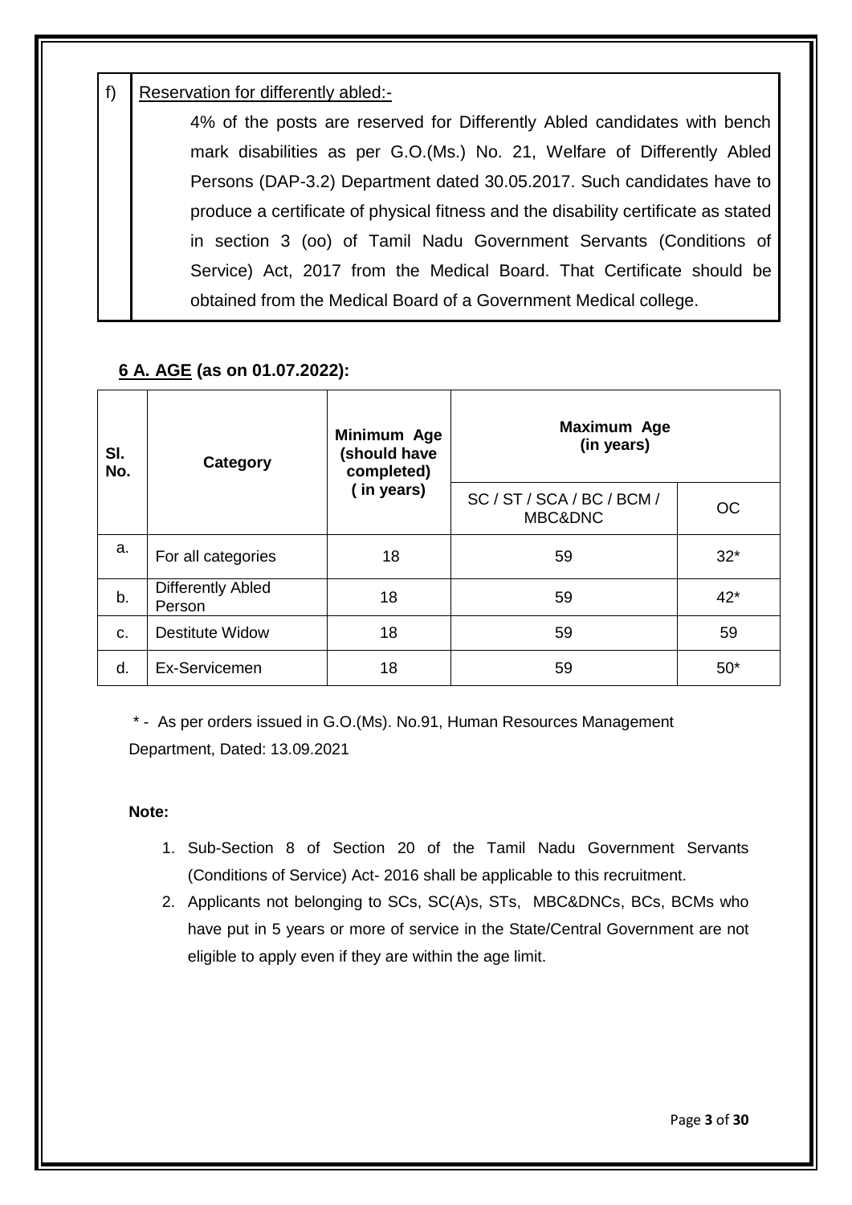f) <u>Reservation for differently abled:-</u>

4% of the posts are reserved for Differently Abled candidates with bench mark disabilities as per G.O.(Ms.) No. 21, Welfare of Differently Abled Persons (DAP-3.2) Department dated 30.05.2017. Such candidates have to produce a certificate of physical fitness and the disability certificate as stated in section 3 (oo) of Tamil Nadu Government Servants (Conditions of Service) Act, 2017 from the Medical Board. That Certificate should be obtained from the Medical Board of a Government Medical college.

## 6 A. AGE (as on 01.07.2022):

| Sl. No. | Category | Minimum Age (should have completed) ( in years) | Maximum Age (in years) | |
|---|---|---|---|---|
| | | | SC / ST / SCA / BC / BCM / MBC&DNC | OC |
| a. | For all categories | 18 | 59 | 32* |
| b. | Differently Abled Person | 18 | 59 | 42* |
| c. | Destitute Widow | 18 | 59 | 59 |
| d. | Ex-Servicemen | 18 | 59 | 50* |

* - As per orders issued in G.O.(Ms). No.91, Human Resources Management Department, Dated: 13.09.2021

**Note:**

1. Sub-Section 8 of Section 20 of the Tamil Nadu Government Servants (Conditions of Service) Act- 2016 shall be applicable to this recruitment.
2. Applicants not belonging to SCs, SC(A)s, STs, MBC&DNCs, BCs, BCMs who have put in 5 years or more of service in the State/Central Government are not eligible to apply even if they are within the age limit.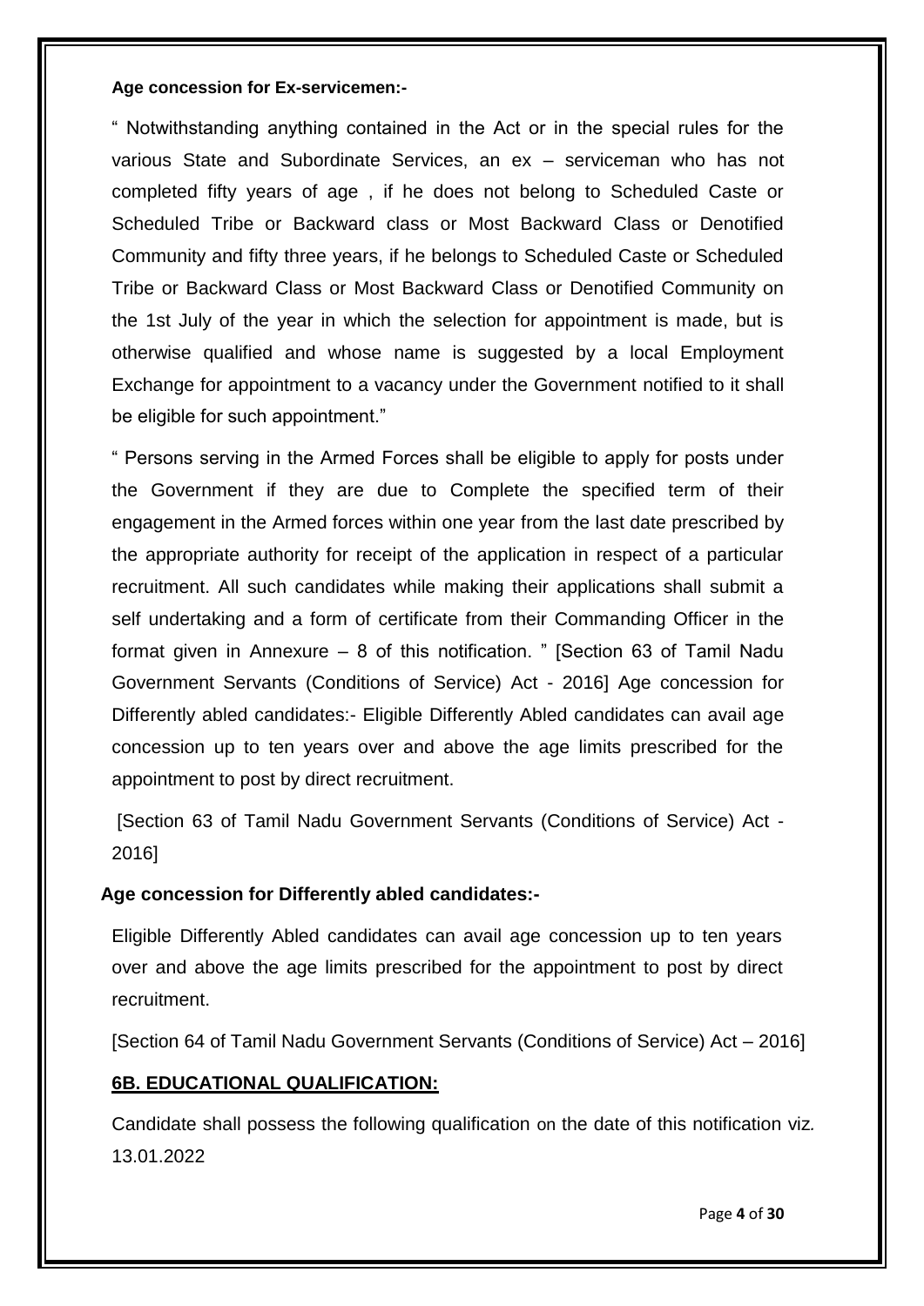**Age concession for Ex-servicemen:-**

" Notwithstanding anything contained in the Act or in the special rules for the various State and Subordinate Services, an ex – serviceman who has not completed fifty years of age , if he does not belong to Scheduled Caste or Scheduled Tribe or Backward class or Most Backward Class or Denotified Community and fifty three years, if he belongs to Scheduled Caste or Scheduled Tribe or Backward Class or Most Backward Class or Denotified Community on the 1st July of the year in which the selection for appointment is made, but is otherwise qualified and whose name is suggested by a local Employment Exchange for appointment to a vacancy under the Government notified to it shall be eligible for such appointment."

" Persons serving in the Armed Forces shall be eligible to apply for posts under the Government if they are due to Complete the specified term of their engagement in the Armed forces within one year from the last date prescribed by the appropriate authority for receipt of the application in respect of a particular recruitment. All such candidates while making their applications shall submit a self undertaking and a form of certificate from their Commanding Officer in the format given in Annexure – 8 of this notification. " [Section 63 of Tamil Nadu Government Servants (Conditions of Service) Act - 2016] Age concession for Differently abled candidates:- Eligible Differently Abled candidates can avail age concession up to ten years over and above the age limits prescribed for the appointment to post by direct recruitment.

[Section 63 of Tamil Nadu Government Servants (Conditions of Service) Act - 2016]

**Age concession for Differently abled candidates:-**

Eligible Differently Abled candidates can avail age concession up to ten years over and above the age limits prescribed for the appointment to post by direct recruitment.

[Section 64 of Tamil Nadu Government Servants (Conditions of Service) Act – 2016]

**6B. EDUCATIONAL QUALIFICATION:**

Candidate shall possess the following qualification on the date of this notification viz. 13.01.2022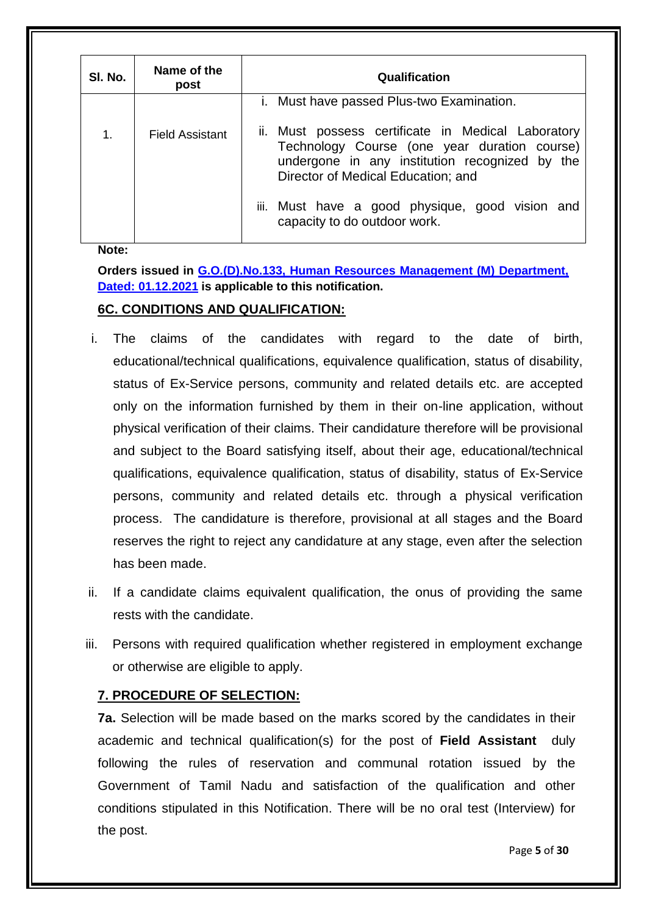| Sl. No. | Name of the post | Qualification |
|---|---|---|
| 1. | Field Assistant | i. Must have passed Plus-two Examination.<br>ii. Must possess certificate in Medical Laboratory Technology Course (one year duration course) undergone in any institution recognized by the Director of Medical Education; and<br>iii. Must have a good physique, good vision and capacity to do outdoor work. |

**Note:**

**Orders issued in G.O.(D).No.133, Human Resources Management (M) Department, Dated: 01.12.2021 is applicable to this notification.**

## 6C. CONDITIONS AND QUALIFICATION:

i. The claims of the candidates with regard to the date of birth, educational/technical qualifications, equivalence qualification, status of disability, status of Ex-Service persons, community and related details etc. are accepted only on the information furnished by them in their on-line application, without physical verification of their claims. Their candidature therefore will be provisional and subject to the Board satisfying itself, about their age, educational/technical qualifications, equivalence qualification, status of disability, status of Ex-Service persons, community and related details etc. through a physical verification process. The candidature is therefore, provisional at all stages and the Board reserves the right to reject any candidature at any stage, even after the selection has been made.

ii. If a candidate claims equivalent qualification, the onus of providing the same rests with the candidate.

iii. Persons with required qualification whether registered in employment exchange or otherwise are eligible to apply.

## 7. PROCEDURE OF SELECTION:

**7a.** Selection will be made based on the marks scored by the candidates in their academic and technical qualification(s) for the post of **Field Assistant** duly following the rules of reservation and communal rotation issued by the Government of Tamil Nadu and satisfaction of the qualification and other conditions stipulated in this Notification. There will be no oral test (Interview) for the post.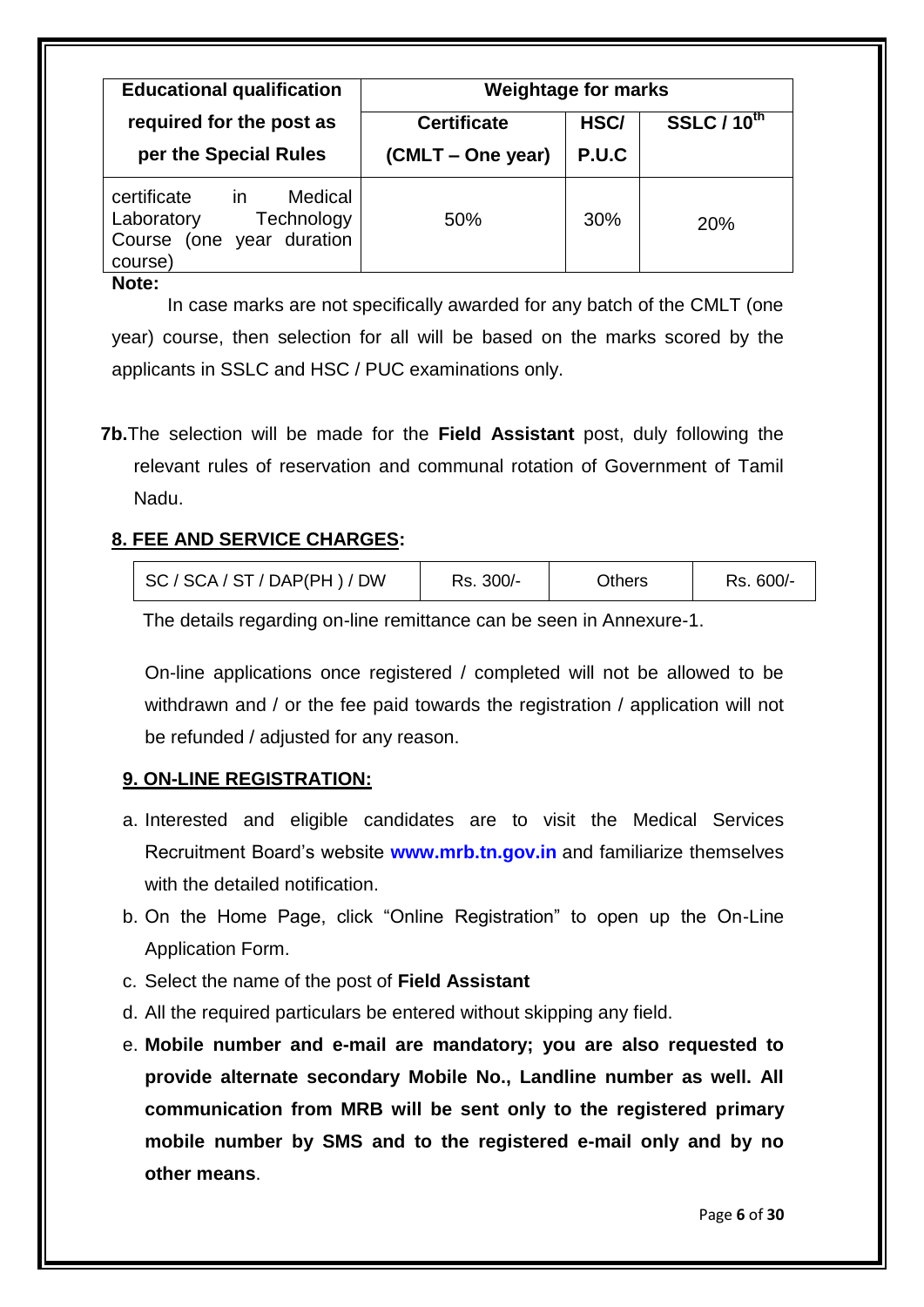| Educational qualification required for the post as per the Special Rules | Weightage for marks | | |
|---|---|---|---|
| | Certificate (CMLT – One year) | HSC/ P.U.C | SSLC / 10th |
| certificate in Medical Laboratory Technology Course (one year duration course) | 50% | 30% | 20% |

**Note:**

In case marks are not specifically awarded for any batch of the CMLT (one year) course, then selection for all will be based on the marks scored by the applicants in SSLC and HSC / PUC examinations only.

**7b.** The selection will be made for the **Field Assistant** post, duly following the relevant rules of reservation and communal rotation of Government of Tamil Nadu.

## 8. FEE AND SERVICE CHARGES:

| SC / SCA / ST / DAP(PH ) / DW | Rs. 300/- | Others | Rs. 600/- |
|---|---|---|---|

The details regarding on-line remittance can be seen in Annexure-1.

On-line applications once registered / completed will not be allowed to be withdrawn and / or the fee paid towards the registration / application will not be refunded / adjusted for any reason.

## 9. ON-LINE REGISTRATION:

a. Interested and eligible candidates are to visit the Medical Services Recruitment Board's website **www.mrb.tn.gov.in** and familiarize themselves with the detailed notification.
b. On the Home Page, click "Online Registration" to open up the On-Line Application Form.
c. Select the name of the post of **Field Assistant**
d. All the required particulars be entered without skipping any field.
e. **Mobile number and e-mail are mandatory; you are also requested to provide alternate secondary Mobile No., Landline number as well. All communication from MRB will be sent only to the registered primary mobile number by SMS and to the registered e-mail only and by no other means**.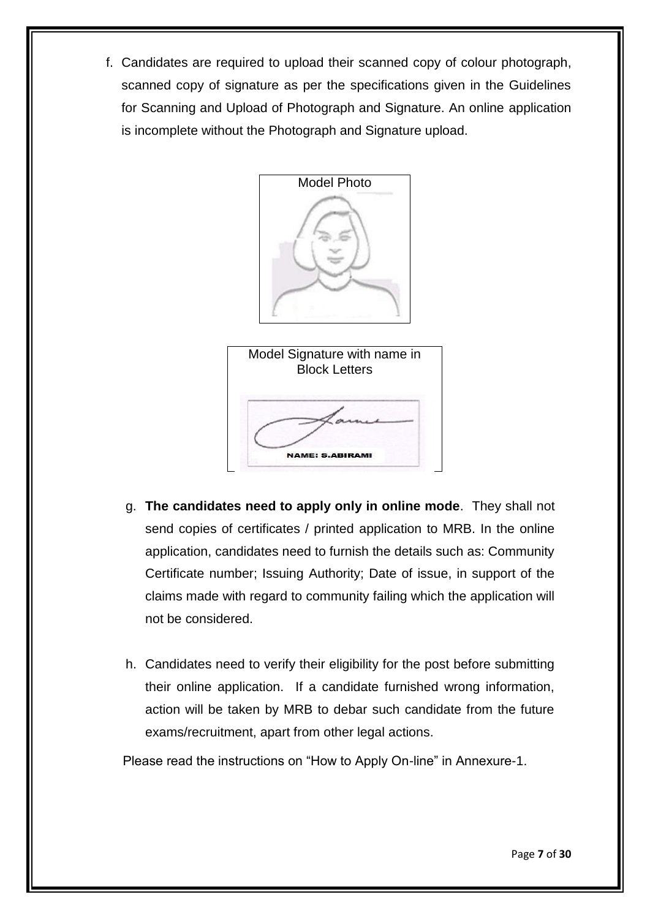f. Candidates are required to upload their scanned copy of colour photograph, scanned copy of signature as per the specifications given in the Guidelines for Scanning and Upload of Photograph and Signature. An online application is incomplete without the Photograph and Signature upload.

Model Photo

Model Signature with name in Block Letters

NAME: S.ABIRAMI

g. **The candidates need to apply only in online mode**. They shall not send copies of certificates / printed application to MRB. In the online application, candidates need to furnish the details such as: Community Certificate number; Issuing Authority; Date of issue, in support of the claims made with regard to community failing which the application will not be considered.

h. Candidates need to verify their eligibility for the post before submitting their online application. If a candidate furnished wrong information, action will be taken by MRB to debar such candidate from the future exams/recruitment, apart from other legal actions.

Please read the instructions on "How to Apply On-line" in Annexure-1.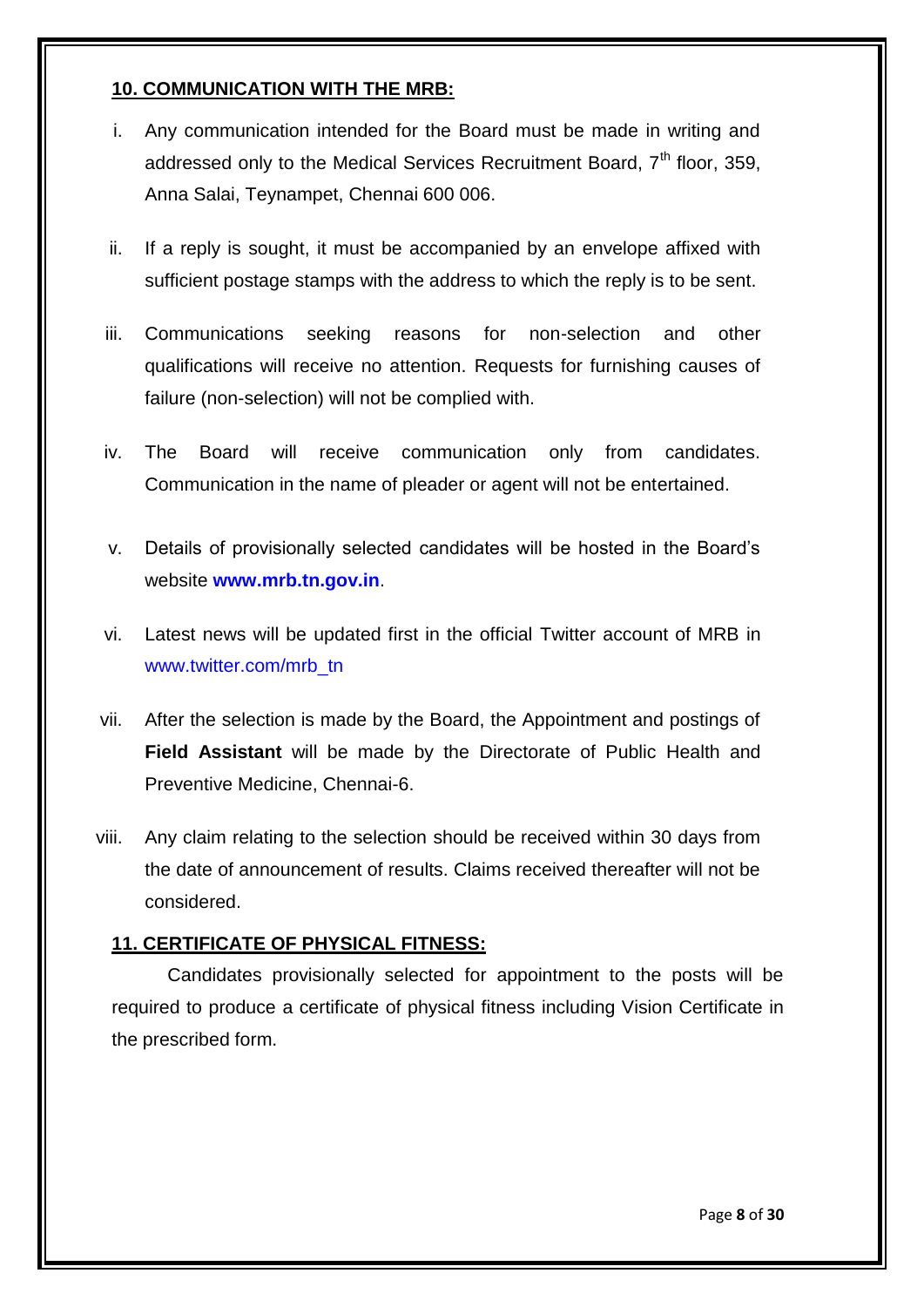## 10. COMMUNICATION WITH THE MRB:

i. Any communication intended for the Board must be made in writing and addressed only to the Medical Services Recruitment Board, 7th floor, 359, Anna Salai, Teynampet, Chennai 600 006.

ii. If a reply is sought, it must be accompanied by an envelope affixed with sufficient postage stamps with the address to which the reply is to be sent.

iii. Communications seeking reasons for non-selection and other qualifications will receive no attention. Requests for furnishing causes of failure (non-selection) will not be complied with.

iv. The Board will receive communication only from candidates. Communication in the name of pleader or agent will not be entertained.

v. Details of provisionally selected candidates will be hosted in the Board's website **www.mrb.tn.gov.in**.

vi. Latest news will be updated first in the official Twitter account of MRB in www.twitter.com/mrb_tn

vii. After the selection is made by the Board, the Appointment and postings of **Field Assistant** will be made by the Directorate of Public Health and Preventive Medicine, Chennai-6.

viii. Any claim relating to the selection should be received within 30 days from the date of announcement of results. Claims received thereafter will not be considered.

## 11. CERTIFICATE OF PHYSICAL FITNESS:

Candidates provisionally selected for appointment to the posts will be required to produce a certificate of physical fitness including Vision Certificate in the prescribed form.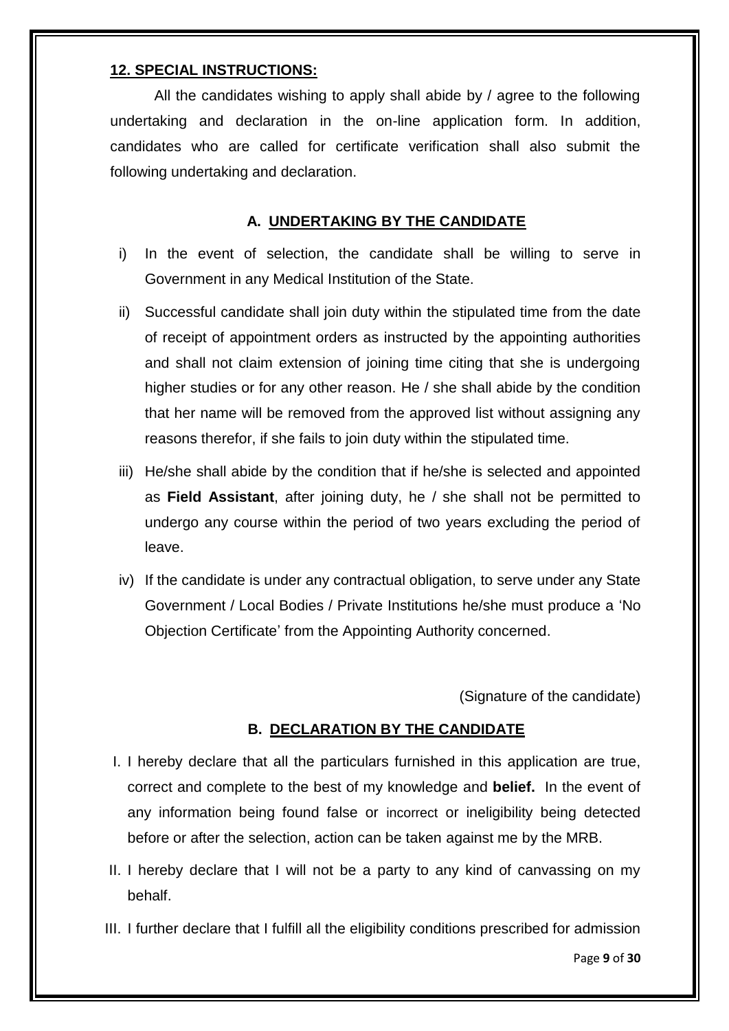## 12. SPECIAL INSTRUCTIONS:

All the candidates wishing to apply shall abide by / agree to the following undertaking and declaration in the on-line application form. In addition, candidates who are called for certificate verification shall also submit the following undertaking and declaration.

### A. UNDERTAKING BY THE CANDIDATE

i) In the event of selection, the candidate shall be willing to serve in Government in any Medical Institution of the State.

ii) Successful candidate shall join duty within the stipulated time from the date of receipt of appointment orders as instructed by the appointing authorities and shall not claim extension of joining time citing that she is undergoing higher studies or for any other reason. He / she shall abide by the condition that her name will be removed from the approved list without assigning any reasons therefor, if she fails to join duty within the stipulated time.

iii) He/she shall abide by the condition that if he/she is selected and appointed as **Field Assistant**, after joining duty, he / she shall not be permitted to undergo any course within the period of two years excluding the period of leave.

iv) If the candidate is under any contractual obligation, to serve under any State Government / Local Bodies / Private Institutions he/she must produce a 'No Objection Certificate' from the Appointing Authority concerned.

(Signature of the candidate)

### B. DECLARATION BY THE CANDIDATE

I. I hereby declare that all the particulars furnished in this application are true, correct and complete to the best of my knowledge and **belief.** In the event of any information being found false or incorrect or ineligibility being detected before or after the selection, action can be taken against me by the MRB.

II. I hereby declare that I will not be a party to any kind of canvassing on my behalf.

III. I further declare that I fulfill all the eligibility conditions prescribed for admission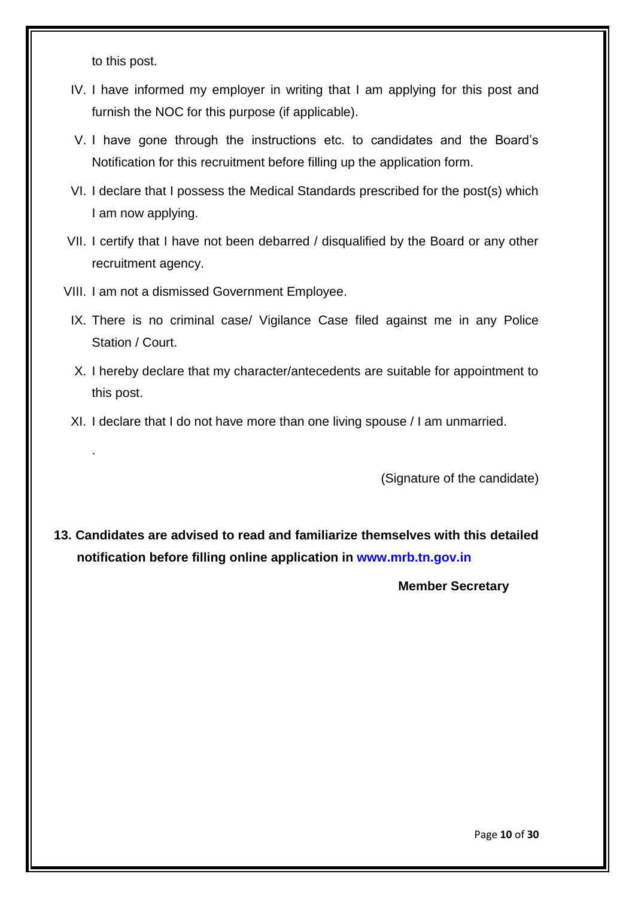to this post.

IV. I have informed my employer in writing that I am applying for this post and furnish the NOC for this purpose (if applicable).

V. I have gone through the instructions etc. to candidates and the Board's Notification for this recruitment before filling up the application form.

VI. I declare that I possess the Medical Standards prescribed for the post(s) which I am now applying.

VII. I certify that I have not been debarred / disqualified by the Board or any other recruitment agency.

VIII. I am not a dismissed Government Employee.

IX. There is no criminal case/ Vigilance Case filed against me in any Police Station / Court.

X. I hereby declare that my character/antecedents are suitable for appointment to this post.

XI. I declare that I do not have more than one living spouse / I am unmarried.

.

(Signature of the candidate)

**13. Candidates are advised to read and familiarize themselves with this detailed notification before filling online application in www.mrb.tn.gov.in**

**Member Secretary**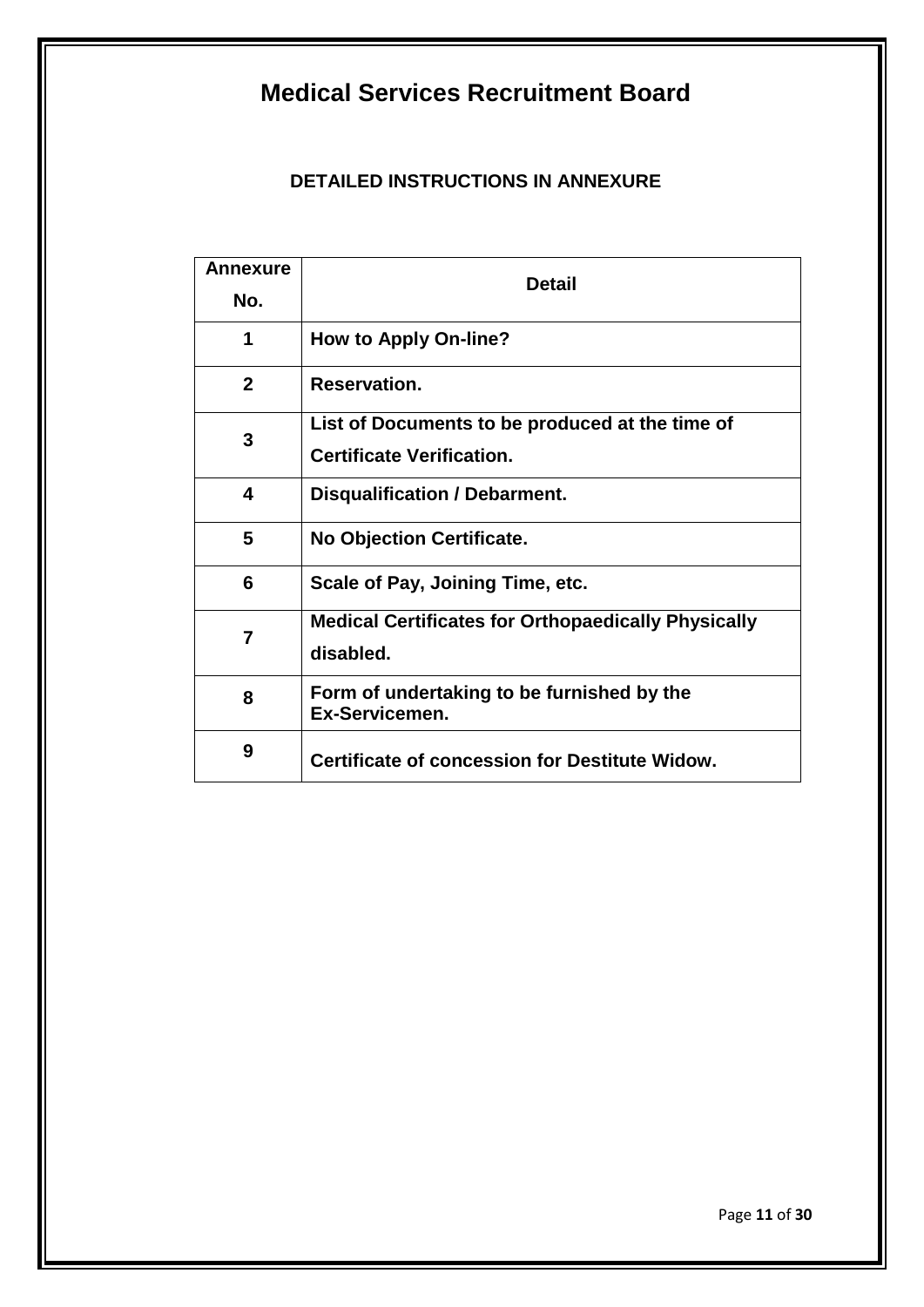# Medical Services Recruitment Board

## DETAILED INSTRUCTIONS IN ANNEXURE

| Annexure No. | Detail |
|---|---|
| 1 | How to Apply On-line? |
| 2 | Reservation. |
| 3 | List of Documents to be produced at the time of Certificate Verification. |
| 4 | Disqualification / Debarment. |
| 5 | No Objection Certificate. |
| 6 | Scale of Pay, Joining Time, etc. |
| 7 | Medical Certificates for Orthopaedically Physically disabled. |
| 8 | Form of undertaking to be furnished by the Ex-Servicemen. |
| 9 | Certificate of concession for Destitute Widow. |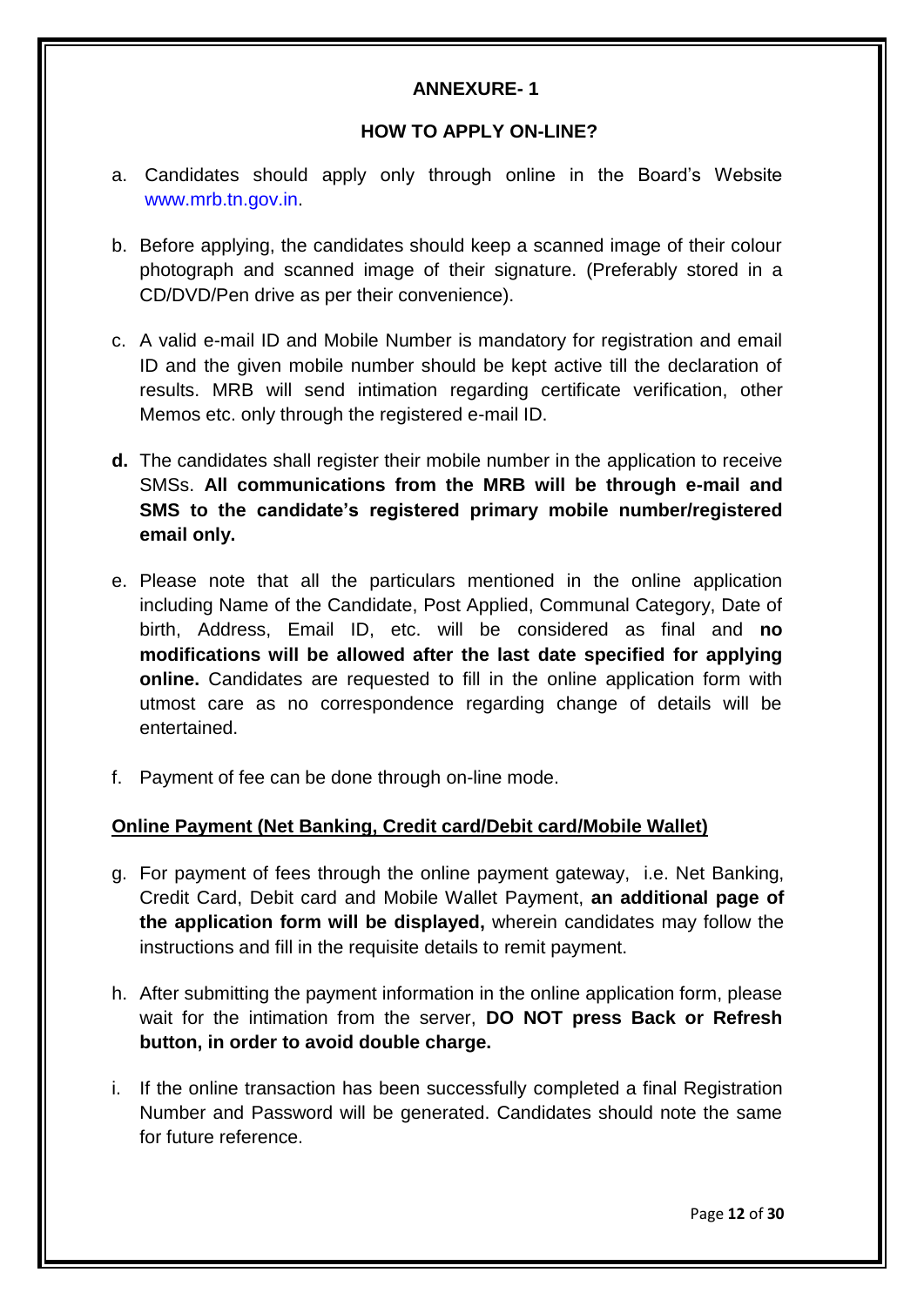## ANNEXURE- 1

### HOW TO APPLY ON-LINE?

a. Candidates should apply only through online in the Board's Website www.mrb.tn.gov.in.

b. Before applying, the candidates should keep a scanned image of their colour photograph and scanned image of their signature. (Preferably stored in a CD/DVD/Pen drive as per their convenience).

c. A valid e-mail ID and Mobile Number is mandatory for registration and email ID and the given mobile number should be kept active till the declaration of results. MRB will send intimation regarding certificate verification, other Memos etc. only through the registered e-mail ID.

**d.** The candidates shall register their mobile number in the application to receive SMSs. **All communications from the MRB will be through e-mail and SMS to the candidate's registered primary mobile number/registered email only.**

e. Please note that all the particulars mentioned in the online application including Name of the Candidate, Post Applied, Communal Category, Date of birth, Address, Email ID, etc. will be considered as final and **no modifications will be allowed after the last date specified for applying online.** Candidates are requested to fill in the online application form with utmost care as no correspondence regarding change of details will be entertained.

f. Payment of fee can be done through on-line mode.

**<u>Online Payment (Net Banking, Credit card/Debit card/Mobile Wallet)</u>**

g. For payment of fees through the online payment gateway, i.e. Net Banking, Credit Card, Debit card and Mobile Wallet Payment, **an additional page of the application form will be displayed,** wherein candidates may follow the instructions and fill in the requisite details to remit payment.

h. After submitting the payment information in the online application form, please wait for the intimation from the server, **DO NOT press Back or Refresh button, in order to avoid double charge.**

i. If the online transaction has been successfully completed a final Registration Number and Password will be generated. Candidates should note the same for future reference.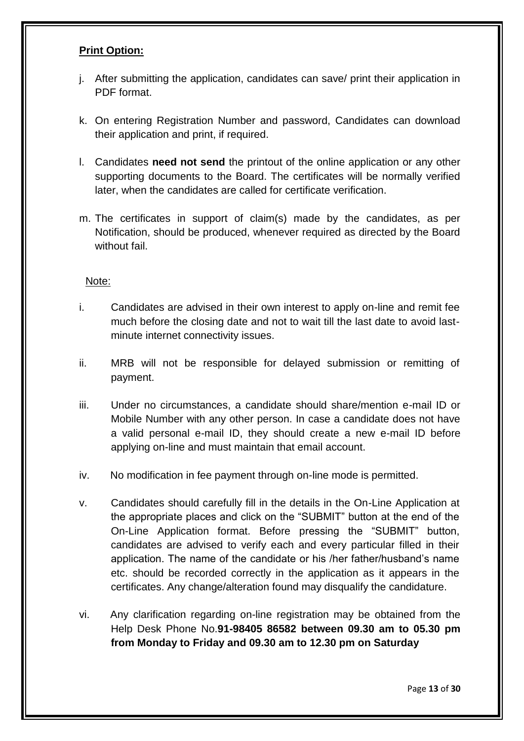**Print Option:**

j. After submitting the application, candidates can save/ print their application in PDF format.

k. On entering Registration Number and password, Candidates can download their application and print, if required.

l. Candidates **need not send** the printout of the online application or any other supporting documents to the Board. The certificates will be normally verified later, when the candidates are called for certificate verification.

m. The certificates in support of claim(s) made by the candidates, as per Notification, should be produced, whenever required as directed by the Board without fail.

Note:

i. Candidates are advised in their own interest to apply on-line and remit fee much before the closing date and not to wait till the last date to avoid last-minute internet connectivity issues.

ii. MRB will not be responsible for delayed submission or remitting of payment.

iii. Under no circumstances, a candidate should share/mention e-mail ID or Mobile Number with any other person. In case a candidate does not have a valid personal e-mail ID, they should create a new e-mail ID before applying on-line and must maintain that email account.

iv. No modification in fee payment through on-line mode is permitted.

v. Candidates should carefully fill in the details in the On-Line Application at the appropriate places and click on the "SUBMIT" button at the end of the On-Line Application format. Before pressing the "SUBMIT" button, candidates are advised to verify each and every particular filled in their application. The name of the candidate or his /her father/husband's name etc. should be recorded correctly in the application as it appears in the certificates. Any change/alteration found may disqualify the candidature.

vi. Any clarification regarding on-line registration may be obtained from the Help Desk Phone No.**91-98405 86582 between 09.30 am to 05.30 pm from Monday to Friday and 09.30 am to 12.30 pm on Saturday**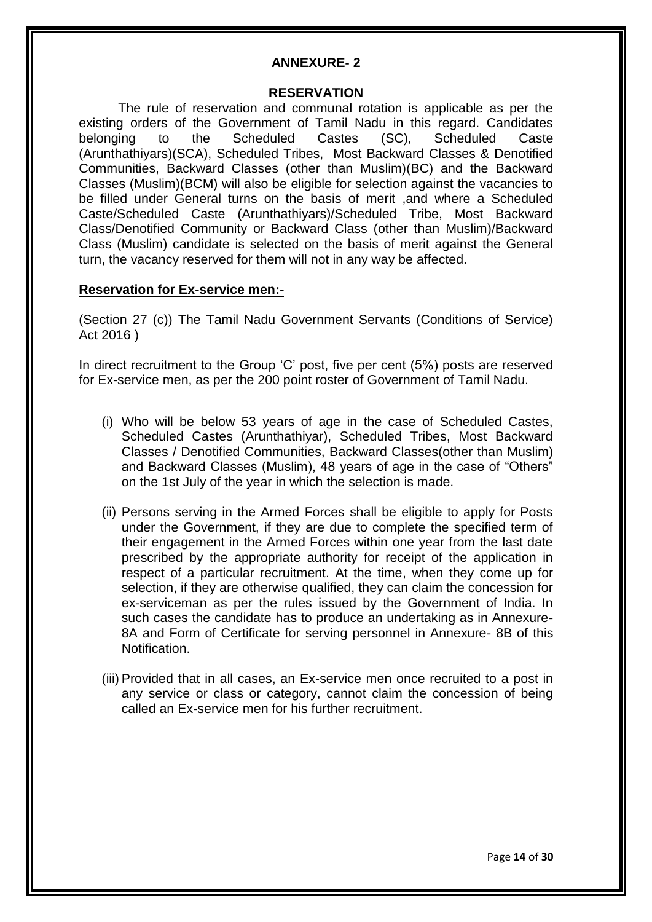## ANNEXURE- 2

### RESERVATION

The rule of reservation and communal rotation is applicable as per the existing orders of the Government of Tamil Nadu in this regard. Candidates belonging to the Scheduled Castes (SC), Scheduled Caste (Arunthathiyars)(SCA), Scheduled Tribes, Most Backward Classes & Denotified Communities, Backward Classes (other than Muslim)(BC) and the Backward Classes (Muslim)(BCM) will also be eligible for selection against the vacancies to be filled under General turns on the basis of merit ,and where a Scheduled Caste/Scheduled Caste (Arunthathiyars)/Scheduled Tribe, Most Backward Class/Denotified Community or Backward Class (other than Muslim)/Backward Class (Muslim) candidate is selected on the basis of merit against the General turn, the vacancy reserved for them will not in any way be affected.

**Reservation for Ex-service men:-**

(Section 27 (c)) The Tamil Nadu Government Servants (Conditions of Service) Act 2016 )

In direct recruitment to the Group 'C' post, five per cent (5%) posts are reserved for Ex-service men, as per the 200 point roster of Government of Tamil Nadu.

(i) Who will be below 53 years of age in the case of Scheduled Castes, Scheduled Castes (Arunthathiyar), Scheduled Tribes, Most Backward Classes / Denotified Communities, Backward Classes(other than Muslim) and Backward Classes (Muslim), 48 years of age in the case of "Others" on the 1st July of the year in which the selection is made.

(ii) Persons serving in the Armed Forces shall be eligible to apply for Posts under the Government, if they are due to complete the specified term of their engagement in the Armed Forces within one year from the last date prescribed by the appropriate authority for receipt of the application in respect of a particular recruitment. At the time, when they come up for selection, if they are otherwise qualified, they can claim the concession for ex-serviceman as per the rules issued by the Government of India. In such cases the candidate has to produce an undertaking as in Annexure- 8A and Form of Certificate for serving personnel in Annexure- 8B of this Notification.

(iii) Provided that in all cases, an Ex-service men once recruited to a post in any service or class or category, cannot claim the concession of being called an Ex-service men for his further recruitment.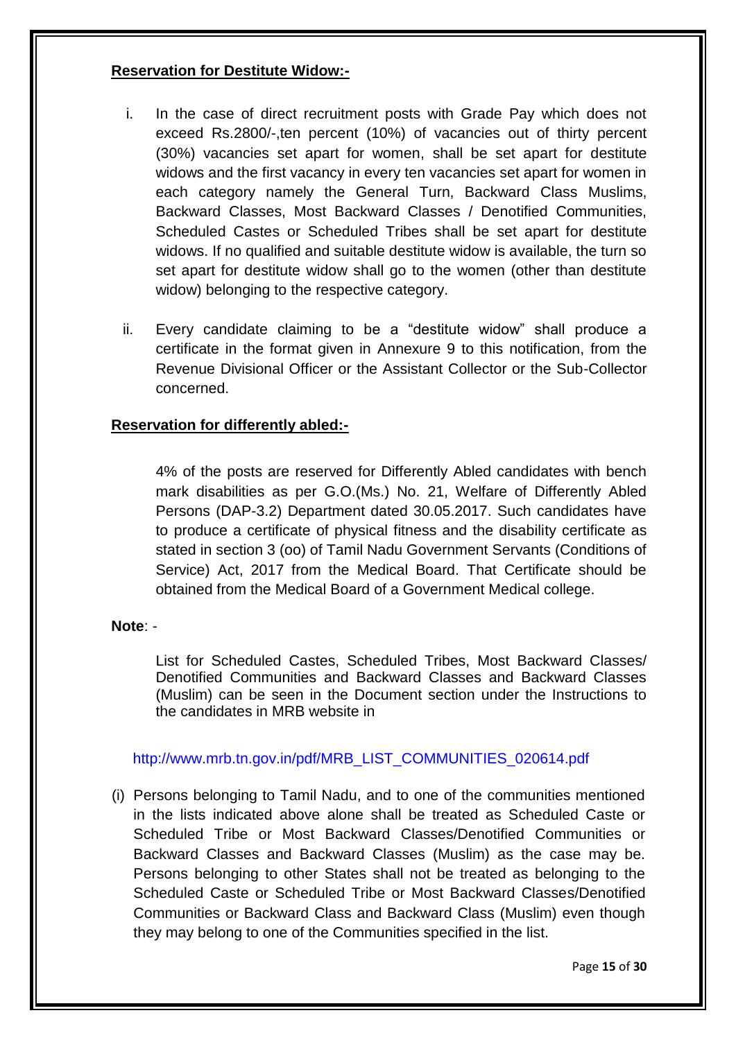**Reservation for Destitute Widow:-**

i. In the case of direct recruitment posts with Grade Pay which does not exceed Rs.2800/-,ten percent (10%) of vacancies out of thirty percent (30%) vacancies set apart for women, shall be set apart for destitute widows and the first vacancy in every ten vacancies set apart for women in each category namely the General Turn, Backward Class Muslims, Backward Classes, Most Backward Classes / Denotified Communities, Scheduled Castes or Scheduled Tribes shall be set apart for destitute widows. If no qualified and suitable destitute widow is available, the turn so set apart for destitute widow shall go to the women (other than destitute widow) belonging to the respective category.

ii. Every candidate claiming to be a "destitute widow" shall produce a certificate in the format given in Annexure 9 to this notification, from the Revenue Divisional Officer or the Assistant Collector or the Sub-Collector concerned.

**Reservation for differently abled:-**

4% of the posts are reserved for Differently Abled candidates with bench mark disabilities as per G.O.(Ms.) No. 21, Welfare of Differently Abled Persons (DAP-3.2) Department dated 30.05.2017. Such candidates have to produce a certificate of physical fitness and the disability certificate as stated in section 3 (oo) of Tamil Nadu Government Servants (Conditions of Service) Act, 2017 from the Medical Board. That Certificate should be obtained from the Medical Board of a Government Medical college.

**Note**: -

List for Scheduled Castes, Scheduled Tribes, Most Backward Classes/ Denotified Communities and Backward Classes and Backward Classes (Muslim) can be seen in the Document section under the Instructions to the candidates in MRB website in

http://www.mrb.tn.gov.in/pdf/MRB_LIST_COMMUNITIES_020614.pdf

(i) Persons belonging to Tamil Nadu, and to one of the communities mentioned in the lists indicated above alone shall be treated as Scheduled Caste or Scheduled Tribe or Most Backward Classes/Denotified Communities or Backward Classes and Backward Classes (Muslim) as the case may be. Persons belonging to other States shall not be treated as belonging to the Scheduled Caste or Scheduled Tribe or Most Backward Classes/Denotified Communities or Backward Class and Backward Class (Muslim) even though they may belong to one of the Communities specified in the list.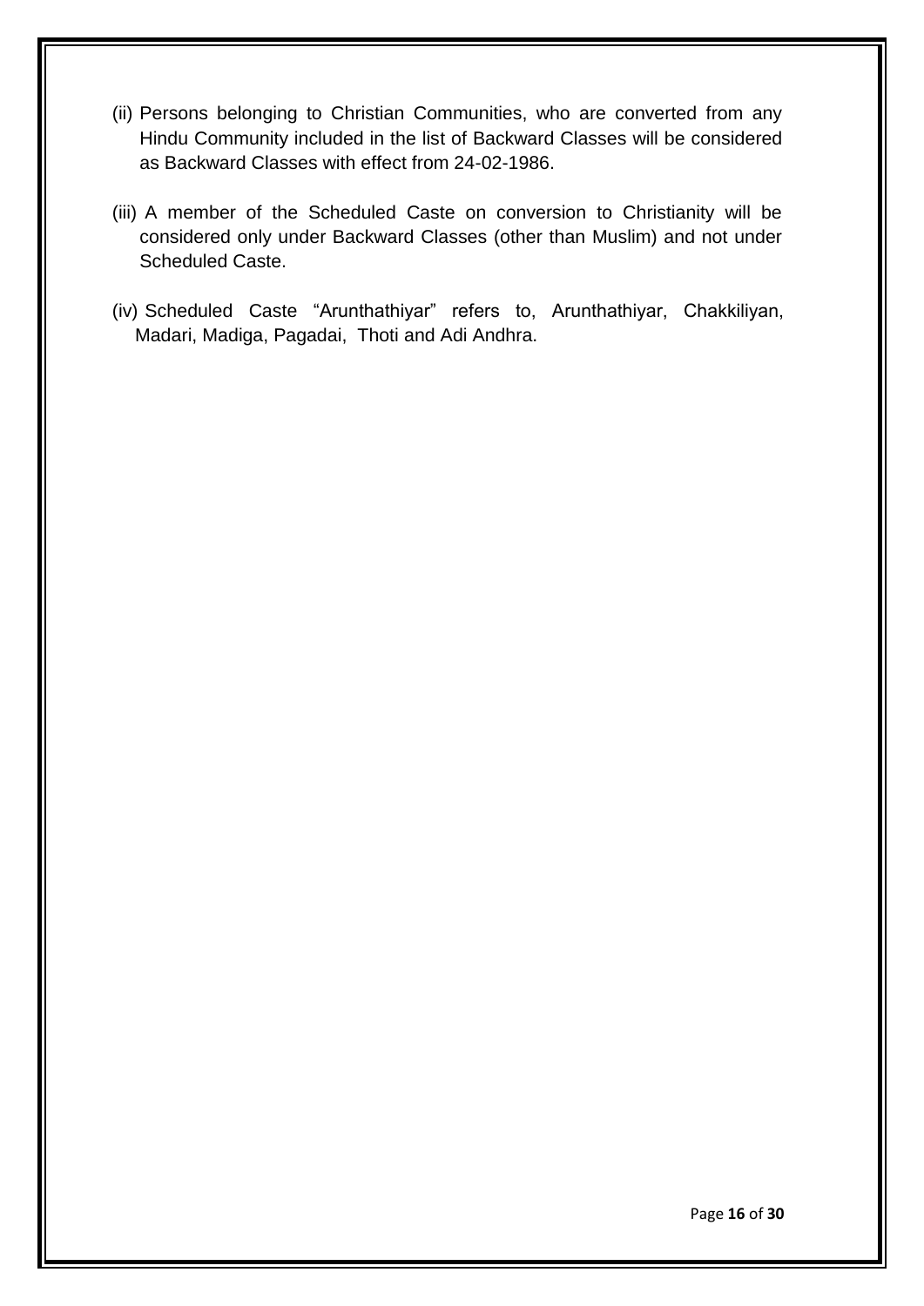(ii) Persons belonging to Christian Communities, who are converted from any Hindu Community included in the list of Backward Classes will be considered as Backward Classes with effect from 24-02-1986.

(iii) A member of the Scheduled Caste on conversion to Christianity will be considered only under Backward Classes (other than Muslim) and not under Scheduled Caste.

(iv) Scheduled Caste “Arunthathiyar” refers to, Arunthathiyar, Chakkiliyan, Madari, Madiga, Pagadai, Thoti and Adi Andhra.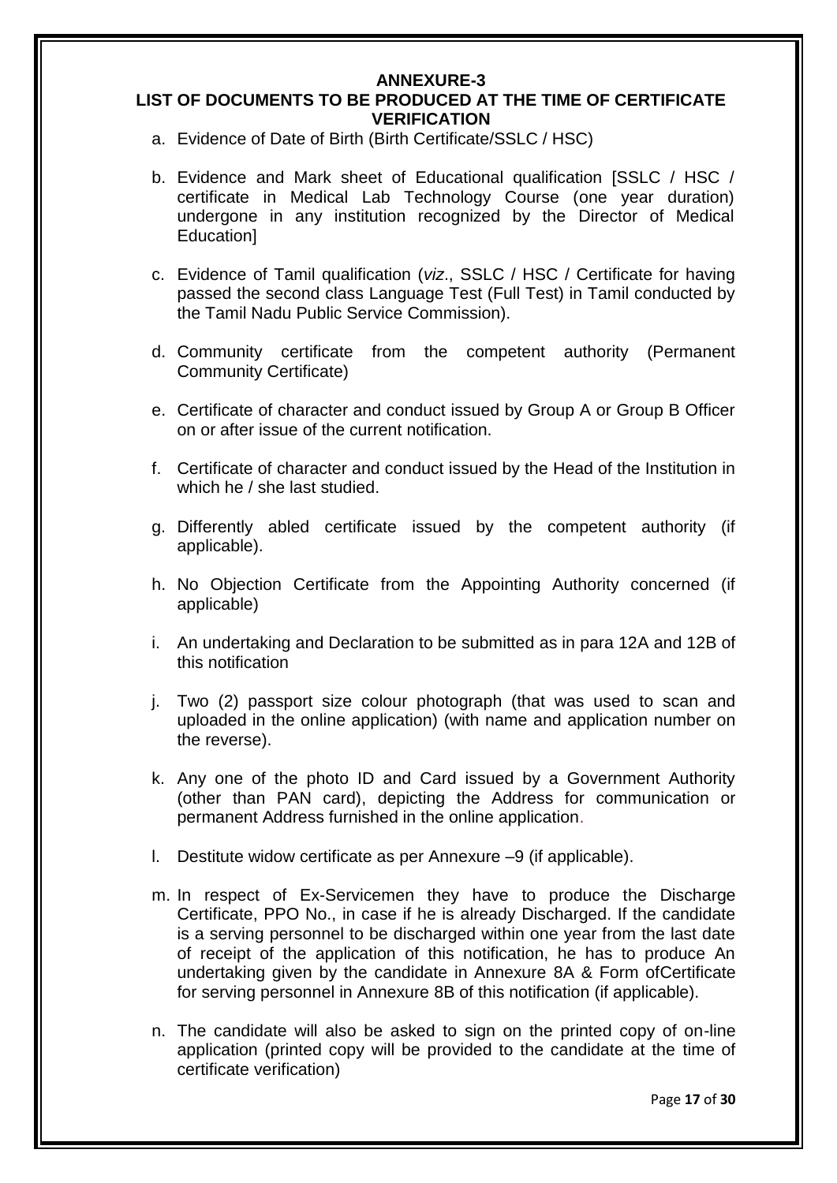## ANNEXURE-3

## LIST OF DOCUMENTS TO BE PRODUCED AT THE TIME OF CERTIFICATE VERIFICATION

a. Evidence of Date of Birth (Birth Certificate/SSLC / HSC)

b. Evidence and Mark sheet of Educational qualification [SSLC / HSC / certificate in Medical Lab Technology Course (one year duration) undergone in any institution recognized by the Director of Medical Education]

c. Evidence of Tamil qualification (*viz*., SSLC / HSC / Certificate for having passed the second class Language Test (Full Test) in Tamil conducted by the Tamil Nadu Public Service Commission).

d. Community certificate from the competent authority (Permanent Community Certificate)

e. Certificate of character and conduct issued by Group A or Group B Officer on or after issue of the current notification.

f. Certificate of character and conduct issued by the Head of the Institution in which he / she last studied.

g. Differently abled certificate issued by the competent authority (if applicable).

h. No Objection Certificate from the Appointing Authority concerned (if applicable)

i. An undertaking and Declaration to be submitted as in para 12A and 12B of this notification

j. Two (2) passport size colour photograph (that was used to scan and uploaded in the online application) (with name and application number on the reverse).

k. Any one of the photo ID and Card issued by a Government Authority (other than PAN card), depicting the Address for communication or permanent Address furnished in the online application.

l. Destitute widow certificate as per Annexure –9 (if applicable).

m. In respect of Ex-Servicemen they have to produce the Discharge Certificate, PPO No., in case if he is already Discharged. If the candidate is a serving personnel to be discharged within one year from the last date of receipt of the application of this notification, he has to produce An undertaking given by the candidate in Annexure 8A & Form ofCertificate for serving personnel in Annexure 8B of this notification (if applicable).

n. The candidate will also be asked to sign on the printed copy of on-line application (printed copy will be provided to the candidate at the time of certificate verification)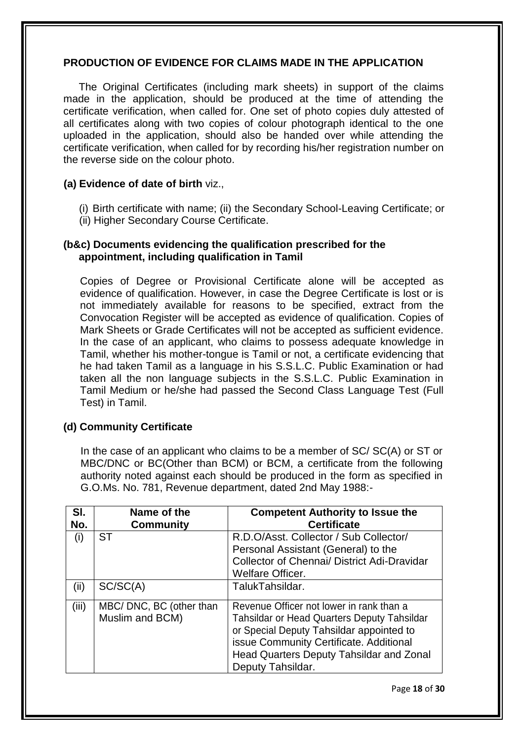**PRODUCTION OF EVIDENCE FOR CLAIMS MADE IN THE APPLICATION**

The Original Certificates (including mark sheets) in support of the claims made in the application, should be produced at the time of attending the certificate verification, when called for. One set of photo copies duly attested of all certificates along with two copies of colour photograph identical to the one uploaded in the application, should also be handed over while attending the certificate verification, when called for by recording his/her registration number on the reverse side on the colour photo.

**(a) Evidence of date of birth** viz.,

(i) Birth certificate with name; (ii) the Secondary School-Leaving Certificate; or (ii) Higher Secondary Course Certificate.

**(b&c) Documents evidencing the qualification prescribed for the appointment, including qualification in Tamil**

Copies of Degree or Provisional Certificate alone will be accepted as evidence of qualification. However, in case the Degree Certificate is lost or is not immediately available for reasons to be specified, extract from the Convocation Register will be accepted as evidence of qualification. Copies of Mark Sheets or Grade Certificates will not be accepted as sufficient evidence. In the case of an applicant, who claims to possess adequate knowledge in Tamil, whether his mother-tongue is Tamil or not, a certificate evidencing that he had taken Tamil as a language in his S.S.L.C. Public Examination or had taken all the non language subjects in the S.S.L.C. Public Examination in Tamil Medium or he/she had passed the Second Class Language Test (Full Test) in Tamil.

**(d) Community Certificate**

In the case of an applicant who claims to be a member of SC/ SC(A) or ST or MBC/DNC or BC(Other than BCM) or BCM, a certificate from the following authority noted against each should be produced in the form as specified in G.O.Ms. No. 781, Revenue department, dated 2nd May 1988:-

| Sl. No. | Name of the Community | Competent Authority to Issue the Certificate |
|---|---|---|
| (i) | ST | R.D.O/Asst. Collector / Sub Collector/ Personal Assistant (General) to the Collector of Chennai/ District Adi-Dravidar Welfare Officer. |
| (ii) | SC/SC(A) | TalukTahsildar. |
| (iii) | MBC/ DNC, BC (other than Muslim and BCM) | Revenue Officer not lower in rank than a Tahsildar or Head Quarters Deputy Tahsildar or Special Deputy Tahsildar appointed to issue Community Certificate. Additional Head Quarters Deputy Tahsildar and Zonal Deputy Tahsildar. |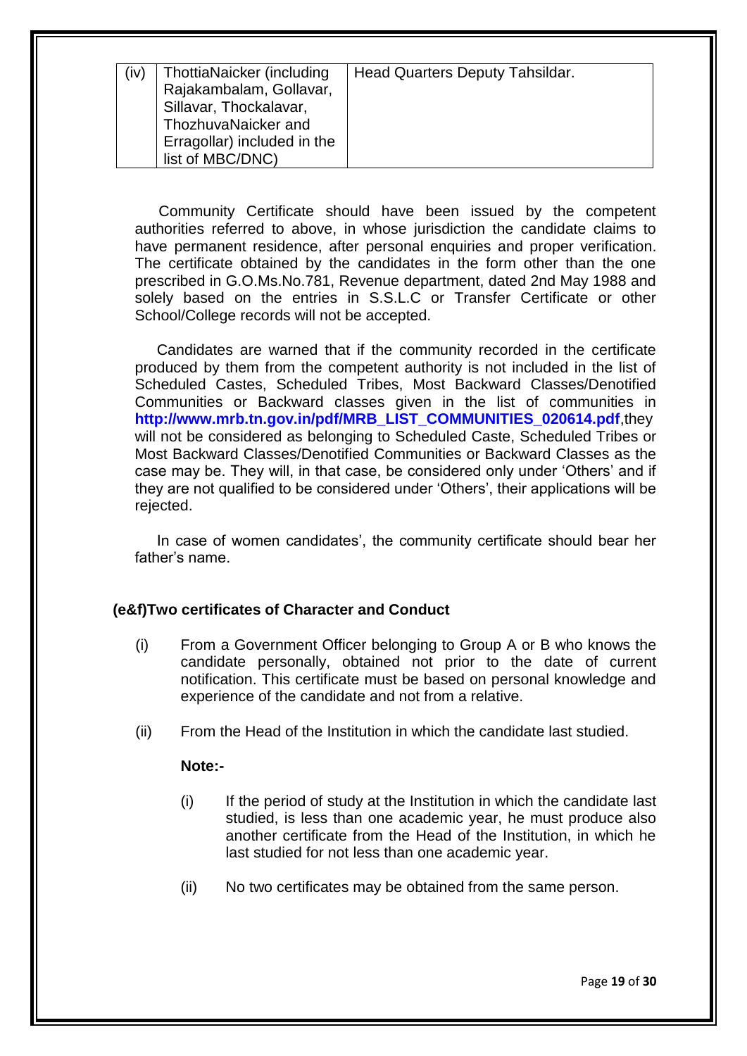| (iv) | ThottiaNaicker (including Rajakambalam, Gollavar, Sillavar, Thockalavar, ThozhuvaNaicker and Erragollar) included in the list of MBC/DNC) | Head Quarters Deputy Tahsildar. |
|---|---|---|

Community Certificate should have been issued by the competent authorities referred to above, in whose jurisdiction the candidate claims to have permanent residence, after personal enquiries and proper verification. The certificate obtained by the candidates in the form other than the one prescribed in G.O.Ms.No.781, Revenue department, dated 2nd May 1988 and solely based on the entries in S.S.L.C or Transfer Certificate or other School/College records will not be accepted.

Candidates are warned that if the community recorded in the certificate produced by them from the competent authority is not included in the list of Scheduled Castes, Scheduled Tribes, Most Backward Classes/Denotified Communities or Backward classes given in the list of communities in **http://www.mrb.tn.gov.in/pdf/MRB_LIST_COMMUNITIES_020614.pdf**,they will not be considered as belonging to Scheduled Caste, Scheduled Tribes or Most Backward Classes/Denotified Communities or Backward Classes as the case may be. They will, in that case, be considered only under 'Others' and if they are not qualified to be considered under 'Others', their applications will be rejected.

In case of women candidates', the community certificate should bear her father's name.

**(e&f)Two certificates of Character and Conduct**

(i) From a Government Officer belonging to Group A or B who knows the candidate personally, obtained not prior to the date of current notification. This certificate must be based on personal knowledge and experience of the candidate and not from a relative.

(ii) From the Head of the Institution in which the candidate last studied.

**Note:-**

(i) If the period of study at the Institution in which the candidate last studied, is less than one academic year, he must produce also another certificate from the Head of the Institution, in which he last studied for not less than one academic year.

(ii) No two certificates may be obtained from the same person.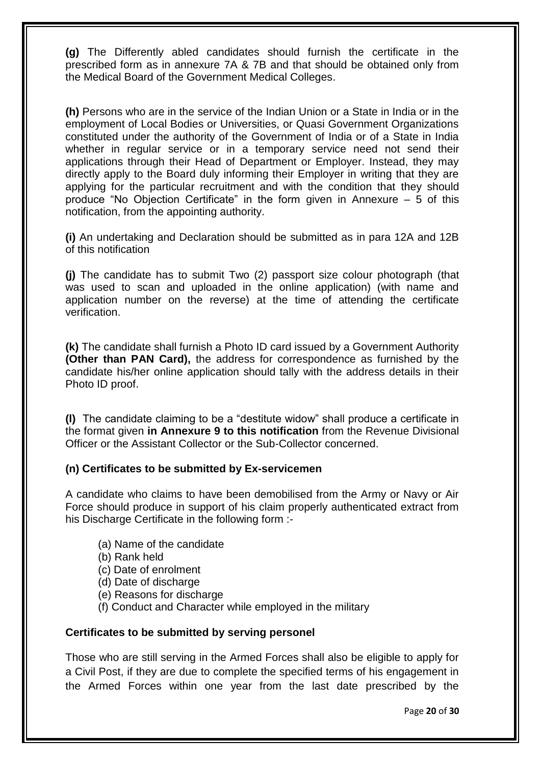**(g)** The Differently abled candidates should furnish the certificate in the prescribed form as in annexure 7A & 7B and that should be obtained only from the Medical Board of the Government Medical Colleges.

**(h)** Persons who are in the service of the Indian Union or a State in India or in the employment of Local Bodies or Universities, or Quasi Government Organizations constituted under the authority of the Government of India or of a State in India whether in regular service or in a temporary service need not send their applications through their Head of Department or Employer. Instead, they may directly apply to the Board duly informing their Employer in writing that they are applying for the particular recruitment and with the condition that they should produce "No Objection Certificate" in the form given in Annexure – 5 of this notification, from the appointing authority.

**(i)** An undertaking and Declaration should be submitted as in para 12A and 12B of this notification

**(j)** The candidate has to submit Two (2) passport size colour photograph (that was used to scan and uploaded in the online application) (with name and application number on the reverse) at the time of attending the certificate verification.

**(k)** The candidate shall furnish a Photo ID card issued by a Government Authority **(Other than PAN Card),** the address for correspondence as furnished by the candidate his/her online application should tally with the address details in their Photo ID proof.

**(l)** The candidate claiming to be a "destitute widow" shall produce a certificate in the format given **in Annexure 9 to this notification** from the Revenue Divisional Officer or the Assistant Collector or the Sub-Collector concerned.

**(n) Certificates to be submitted by Ex-servicemen**

A candidate who claims to have been demobilised from the Army or Navy or Air Force should produce in support of his claim properly authenticated extract from his Discharge Certificate in the following form :-

- (a) Name of the candidate
- (b) Rank held
- (c) Date of enrolment
- (d) Date of discharge
- (e) Reasons for discharge
- (f) Conduct and Character while employed in the military

**Certificates to be submitted by serving personel**

Those who are still serving in the Armed Forces shall also be eligible to apply for a Civil Post, if they are due to complete the specified terms of his engagement in the Armed Forces within one year from the last date prescribed by the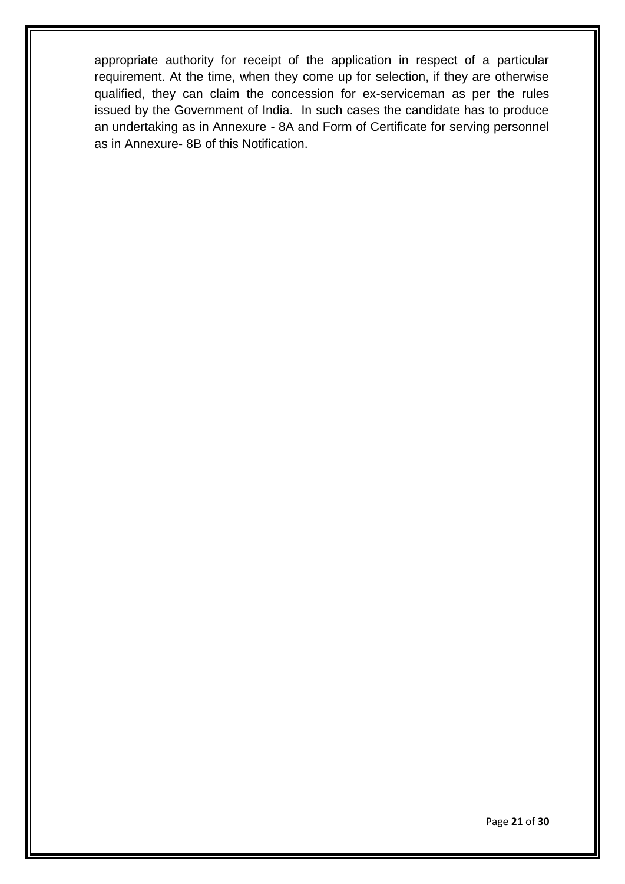appropriate authority for receipt of the application in respect of a particular requirement. At the time, when they come up for selection, if they are otherwise qualified, they can claim the concession for ex-serviceman as per the rules issued by the Government of India. In such cases the candidate has to produce an undertaking as in Annexure - 8A and Form of Certificate for serving personnel as in Annexure- 8B of this Notification.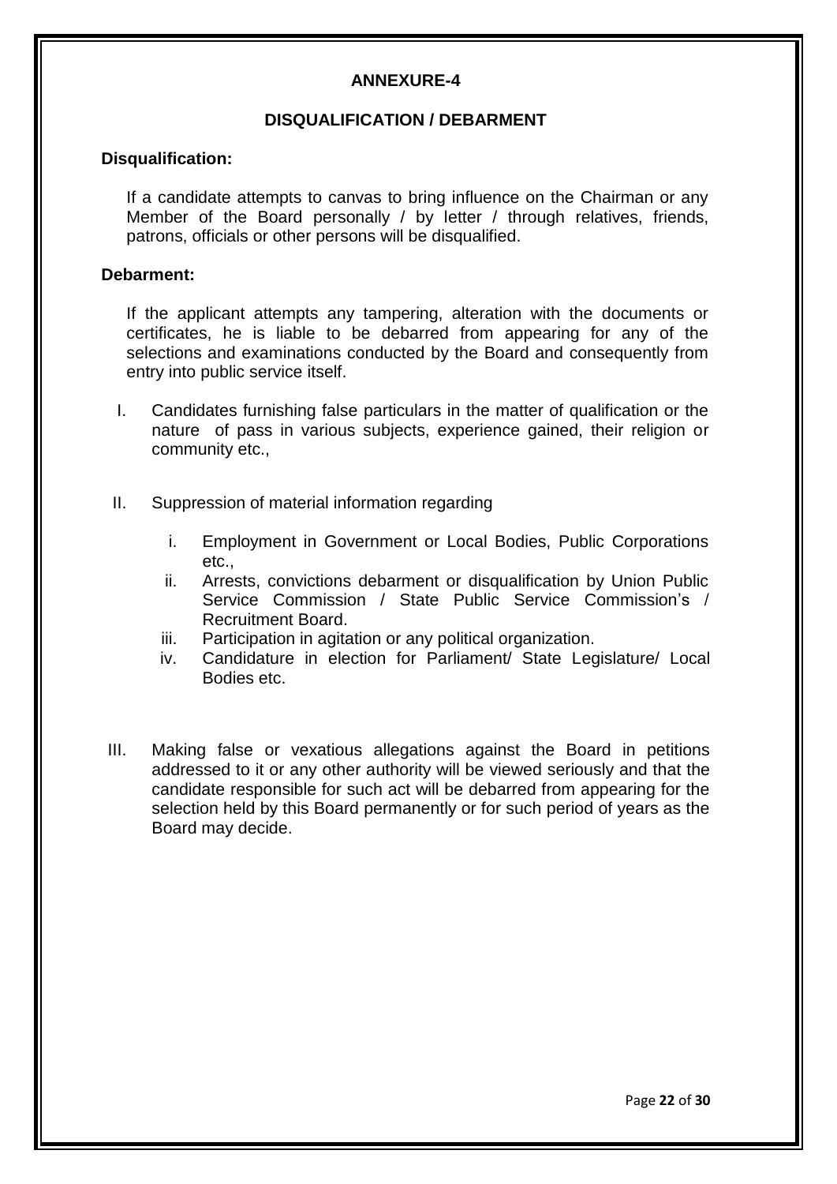## ANNEXURE-4

### DISQUALIFICATION / DEBARMENT

**Disqualification:**

If a candidate attempts to canvas to bring influence on the Chairman or any Member of the Board personally / by letter / through relatives, friends, patrons, officials or other persons will be disqualified.

**Debarment:**

If the applicant attempts any tampering, alteration with the documents or certificates, he is liable to be debarred from appearing for any of the selections and examinations conducted by the Board and consequently from entry into public service itself.

I. Candidates furnishing false particulars in the matter of qualification or the nature of pass in various subjects, experience gained, their religion or community etc.,

II. Suppression of material information regarding

   i. Employment in Government or Local Bodies, Public Corporations etc.,
   ii. Arrests, convictions debarment or disqualification by Union Public Service Commission / State Public Service Commission's / Recruitment Board.
   iii. Participation in agitation or any political organization.
   iv. Candidature in election for Parliament/ State Legislature/ Local Bodies etc.

III. Making false or vexatious allegations against the Board in petitions addressed to it or any other authority will be viewed seriously and that the candidate responsible for such act will be debarred from appearing for the selection held by this Board permanently or for such period of years as the Board may decide.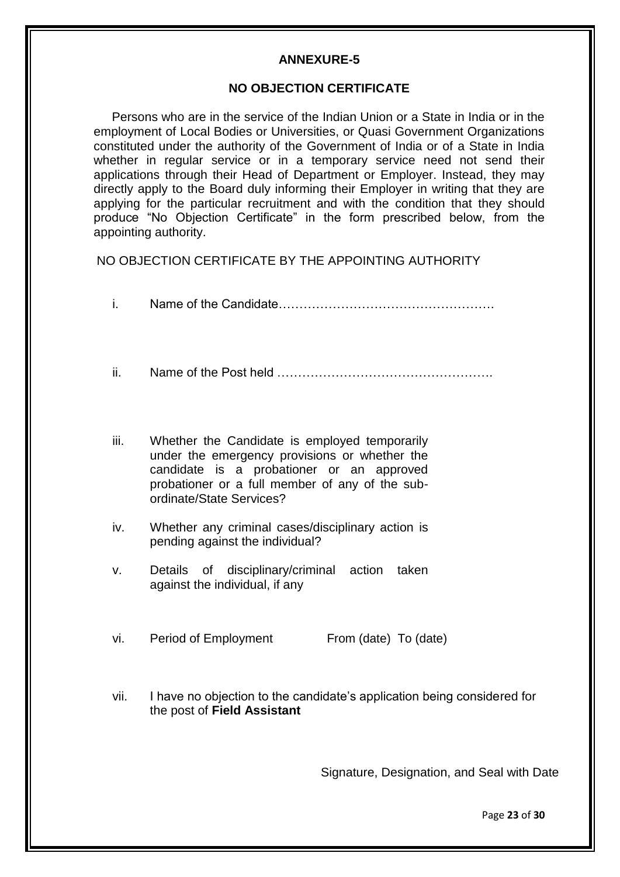## ANNEXURE-5

## NO OBJECTION CERTIFICATE

Persons who are in the service of the Indian Union or a State in India or in the employment of Local Bodies or Universities, or Quasi Government Organizations constituted under the authority of the Government of India or of a State in India whether in regular service or in a temporary service need not send their applications through their Head of Department or Employer. Instead, they may directly apply to the Board duly informing their Employer in writing that they are applying for the particular recruitment and with the condition that they should produce "No Objection Certificate" in the form prescribed below, from the appointing authority.

NO OBJECTION CERTIFICATE BY THE APPOINTING AUTHORITY

i. Name of the Candidate……………………………………………

ii. Name of the Post held ……………………………………………

iii. Whether the Candidate is employed temporarily under the emergency provisions or whether the candidate is a probationer or an approved probationer or a full member of any of the sub-ordinate/State Services?

iv. Whether any criminal cases/disciplinary action is pending against the individual?

v. Details of disciplinary/criminal action taken against the individual, if any

vi. Period of Employment From (date) To (date)

vii. I have no objection to the candidate's application being considered for the post of **Field Assistant**

Signature, Designation, and Seal with Date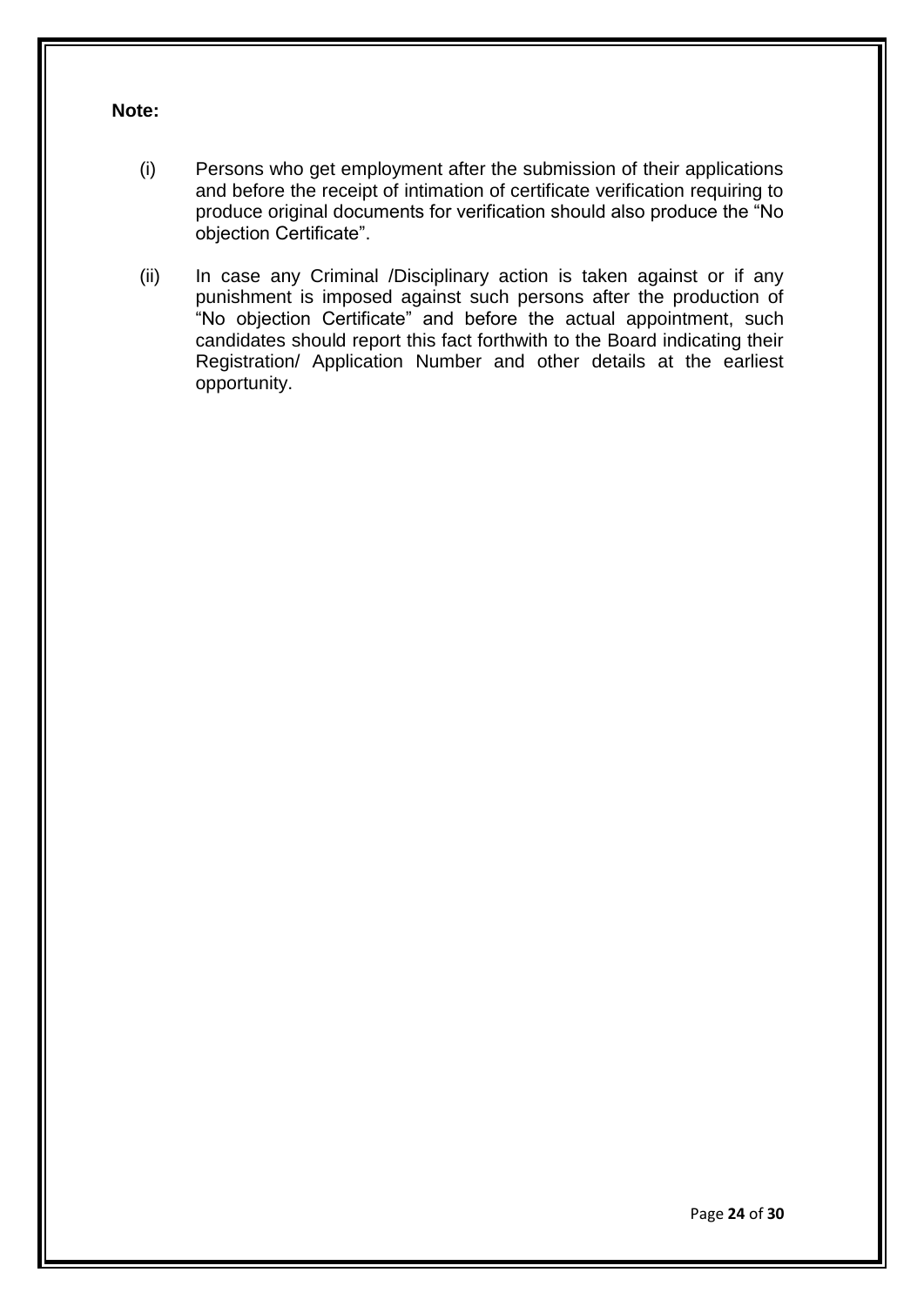**Note:**

(i) Persons who get employment after the submission of their applications and before the receipt of intimation of certificate verification requiring to produce original documents for verification should also produce the "No objection Certificate".

(ii) In case any Criminal /Disciplinary action is taken against or if any punishment is imposed against such persons after the production of "No objection Certificate" and before the actual appointment, such candidates should report this fact forthwith to the Board indicating their Registration/ Application Number and other details at the earliest opportunity.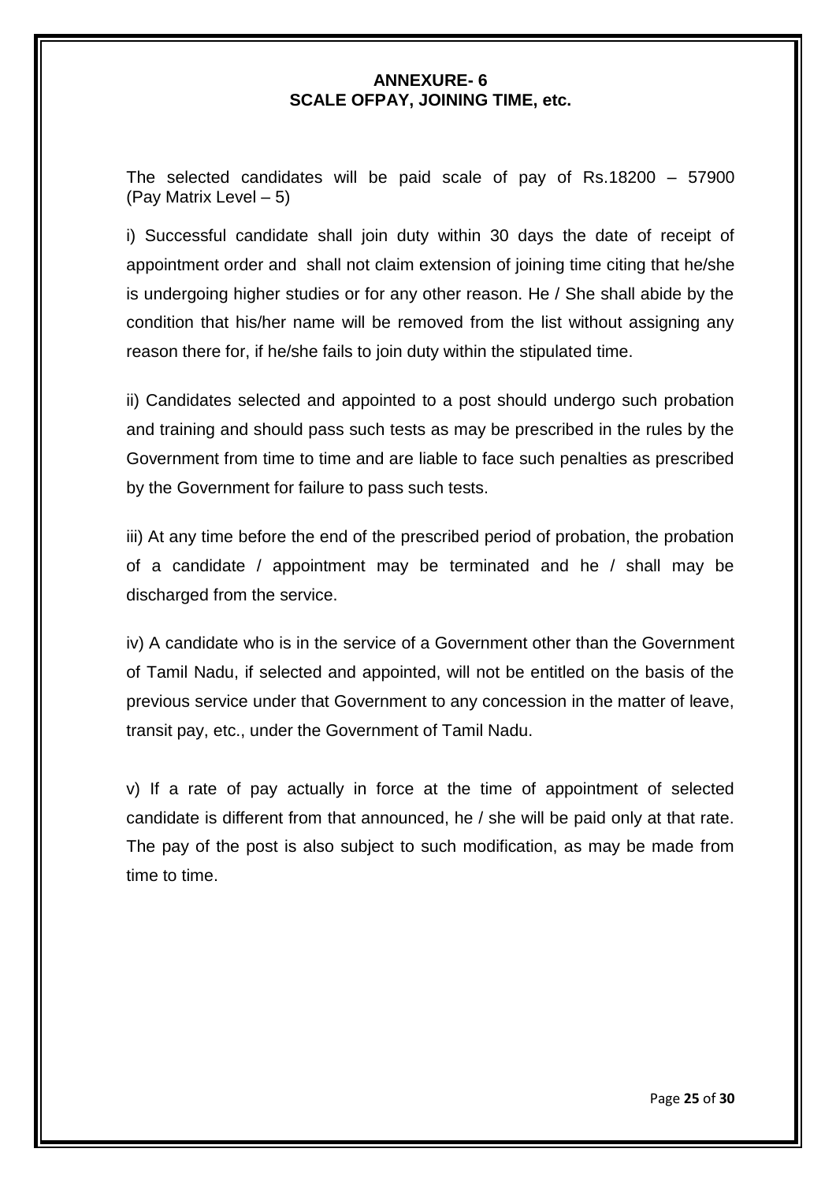# ANNEXURE- 6
## SCALE OFPAY, JOINING TIME, etc.

The selected candidates will be paid scale of pay of Rs.18200 – 57900 (Pay Matrix Level – 5)

i) Successful candidate shall join duty within 30 days the date of receipt of appointment order and shall not claim extension of joining time citing that he/she is undergoing higher studies or for any other reason. He / She shall abide by the condition that his/her name will be removed from the list without assigning any reason there for, if he/she fails to join duty within the stipulated time.

ii) Candidates selected and appointed to a post should undergo such probation and training and should pass such tests as may be prescribed in the rules by the Government from time to time and are liable to face such penalties as prescribed by the Government for failure to pass such tests.

iii) At any time before the end of the prescribed period of probation, the probation of a candidate / appointment may be terminated and he / shall may be discharged from the service.

iv) A candidate who is in the service of a Government other than the Government of Tamil Nadu, if selected and appointed, will not be entitled on the basis of the previous service under that Government to any concession in the matter of leave, transit pay, etc., under the Government of Tamil Nadu.

v) If a rate of pay actually in force at the time of appointment of selected candidate is different from that announced, he / she will be paid only at that rate. The pay of the post is also subject to such modification, as may be made from time to time.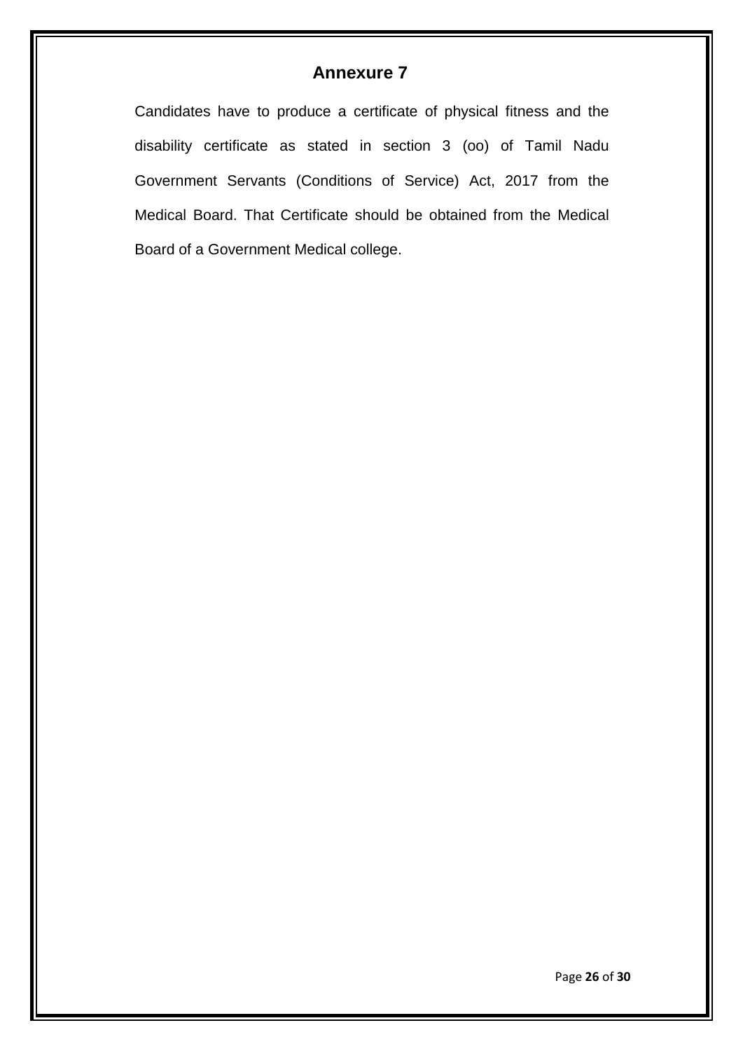## Annexure 7

Candidates have to produce a certificate of physical fitness and the disability certificate as stated in section 3 (oo) of Tamil Nadu Government Servants (Conditions of Service) Act, 2017 from the Medical Board. That Certificate should be obtained from the Medical Board of a Government Medical college.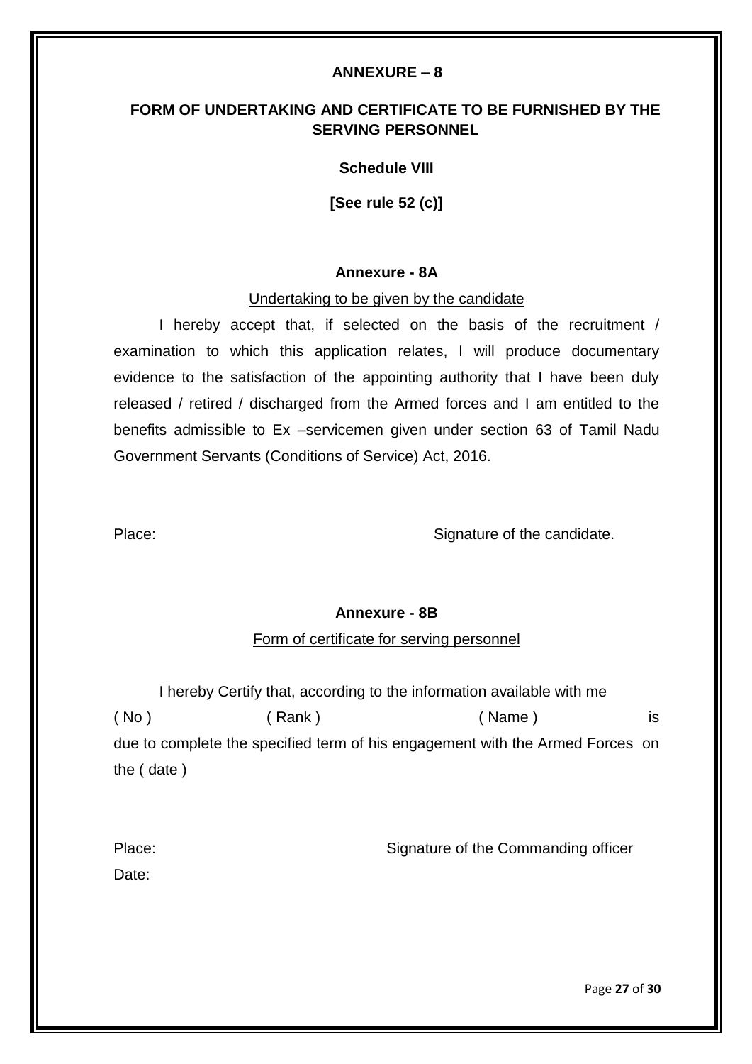## ANNEXURE – 8

## FORM OF UNDERTAKING AND CERTIFICATE TO BE FURNISHED BY THE SERVING PERSONNEL

**Schedule VIII**

**[See rule 52 (c)]**

### Annexure - 8A

Undertaking to be given by the candidate

I hereby accept that, if selected on the basis of the recruitment / examination to which this application relates, I will produce documentary evidence to the satisfaction of the appointing authority that I have been duly released / retired / discharged from the Armed forces and I am entitled to the benefits admissible to Ex –servicemen given under section 63 of Tamil Nadu Government Servants (Conditions of Service) Act, 2016.

Place: Signature of the candidate.

### Annexure - 8B

Form of certificate for serving personnel

I hereby Certify that, according to the information available with me ( No ) ( Rank ) ( Name ) is due to complete the specified term of his engagement with the Armed Forces on the ( date )

Place: Signature of the Commanding officer

Date: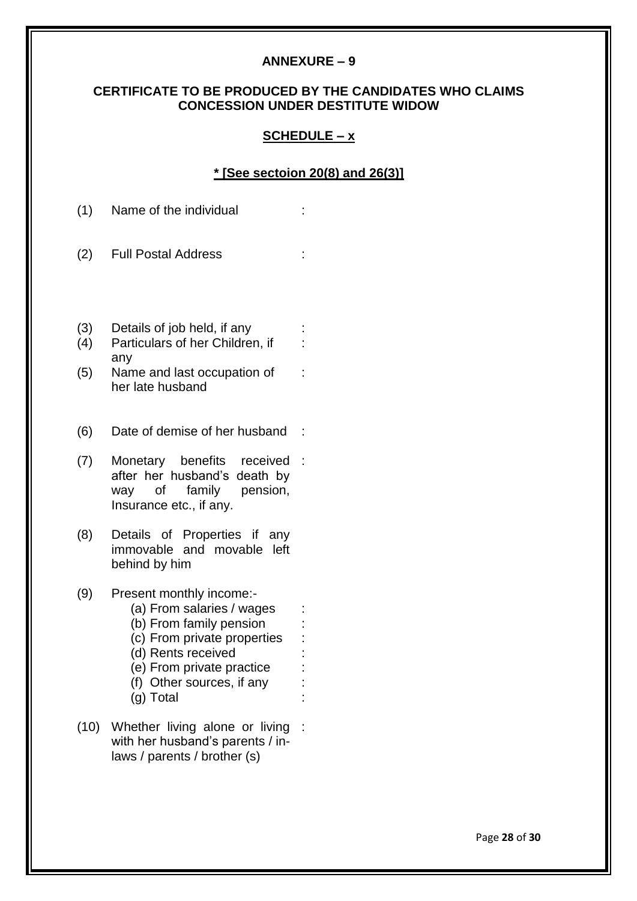## ANNEXURE – 9

### CERTIFICATE TO BE PRODUCED BY THE CANDIDATES WHO CLAIMS CONCESSION UNDER DESTITUTE WIDOW

**SCHEDULE – x**

**\* [See sectoion 20(8) and 26(3)]**

(1) Name of the individual :

(2) Full Postal Address :

(3) Details of job held, if any :

(4) Particulars of her Children, if any :

(5) Name and last occupation of her late husband :

(6) Date of demise of her husband :

(7) Monetary benefits received after her husband's death by way of family pension, Insurance etc., if any. :

(8) Details of Properties if any immovable and movable left behind by him

(9) Present monthly income:-
- (a) From salaries / wages :
- (b) From family pension :
- (c) From private properties :
- (d) Rents received :
- (e) From private practice :
- (f) Other sources, if any :
- (g) Total :

(10) Whether living alone or living with her husband's parents / in-laws / parents / brother (s) :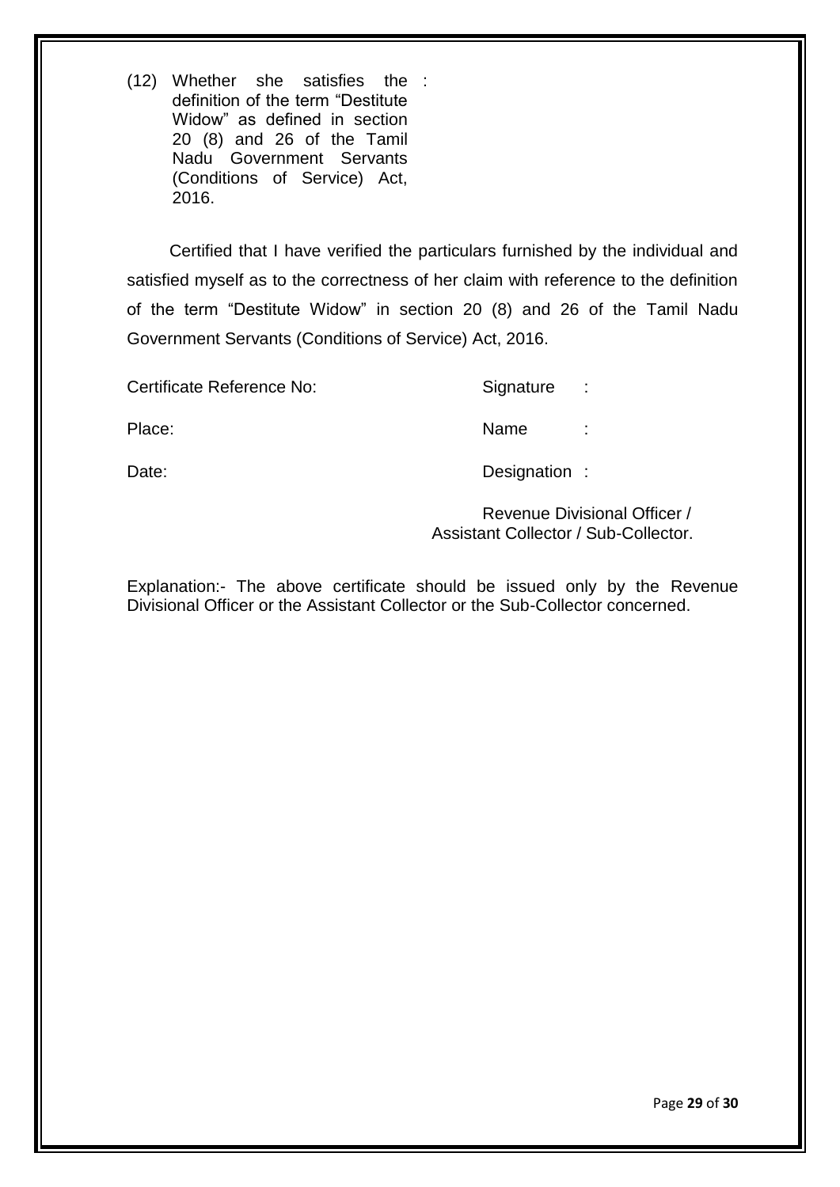(12) Whether she satisfies the definition of the term "Destitute Widow" as defined in section 20 (8) and 26 of the Tamil Nadu Government Servants (Conditions of Service) Act, 2016. :

Certified that I have verified the particulars furnished by the individual and satisfied myself as to the correctness of her claim with reference to the definition of the term "Destitute Widow" in section 20 (8) and 26 of the Tamil Nadu Government Servants (Conditions of Service) Act, 2016.

| | |
|---|---|
| Certificate Reference No: | Signature : |
| Place: | Name : |
| Date: | Designation : |

Revenue Divisional Officer /
Assistant Collector / Sub-Collector.

Explanation:- The above certificate should be issued only by the Revenue Divisional Officer or the Assistant Collector or the Sub-Collector concerned.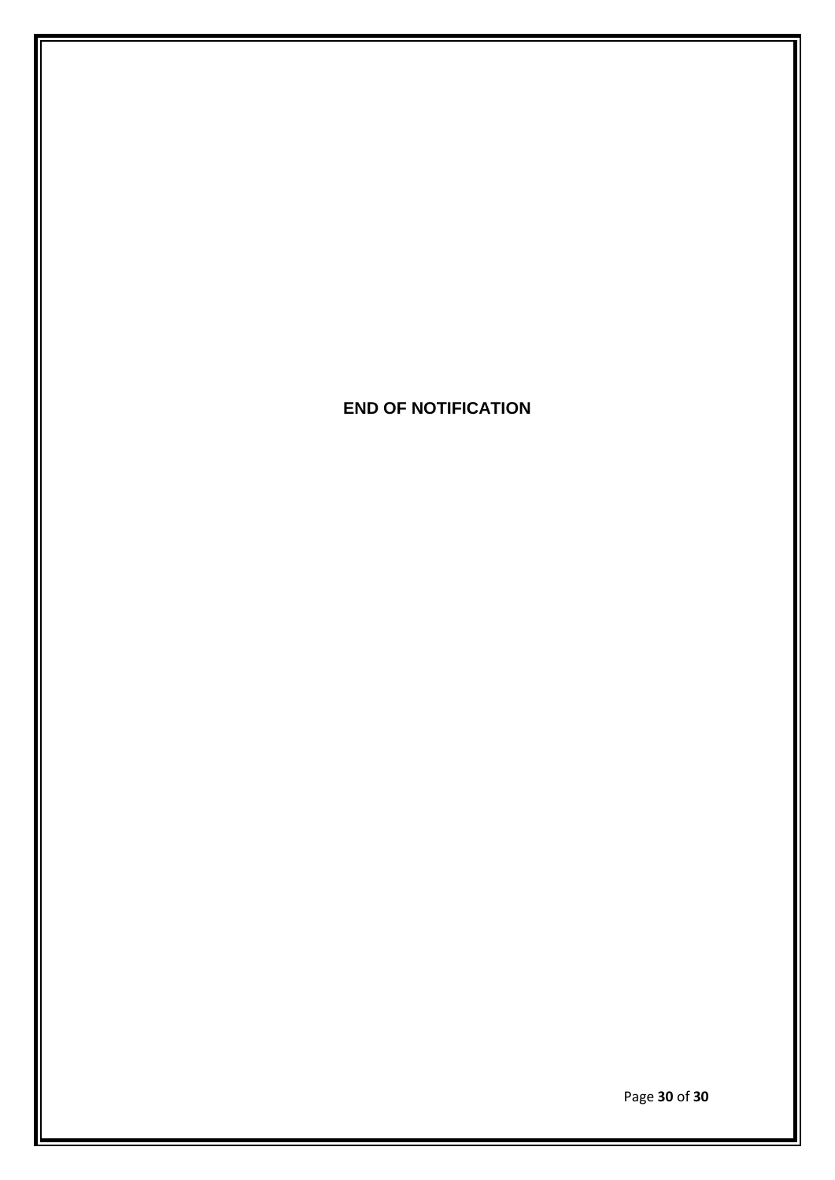**END OF NOTIFICATION**